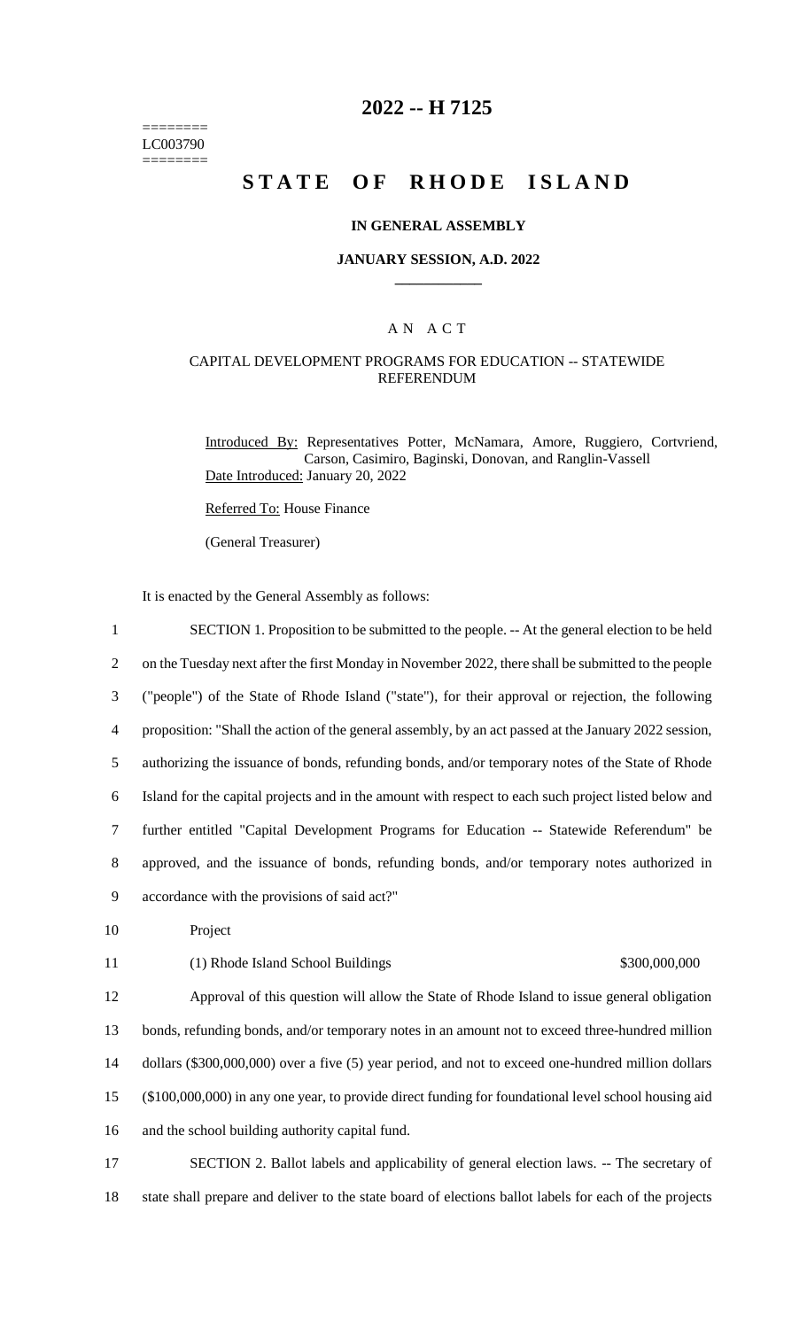========
LC003790
========

# 2022 -- H 7125

# STATE OF RHODE ISLAND

### IN GENERAL ASSEMBLY

### JANUARY SESSION, A.D. 2022

---

### A N A C T

### CAPITAL DEVELOPMENT PROGRAMS FOR EDUCATION -- STATEWIDE REFERENDUM

Introduced By: Representatives Potter, McNamara, Amore, Ruggiero, Cortvriend, Carson, Casimiro, Baginski, Donovan, and Ranglin-Vassell

Date Introduced: January 20, 2022

Referred To: House Finance

(General Treasurer)

It is enacted by the General Assembly as follows:

1 SECTION 1. Proposition to be submitted to the people. -- At the general election to be held
2 on the Tuesday next after the first Monday in November 2022, there shall be submitted to the people
3 ("people") of the State of Rhode Island ("state"), for their approval or rejection, the following
4 proposition: "Shall the action of the general assembly, by an act passed at the January 2022 session,
5 authorizing the issuance of bonds, refunding bonds, and/or temporary notes of the State of Rhode
6 Island for the capital projects and in the amount with respect to each such project listed below and
7 further entitled "Capital Development Programs for Education -- Statewide Referendum" be
8 approved, and the issuance of bonds, refunding bonds, and/or temporary notes authorized in
9 accordance with the provisions of said act?"

10 Project

11 (1) Rhode Island School Buildings $300,000,000

12 Approval of this question will allow the State of Rhode Island to issue general obligation
13 bonds, refunding bonds, and/or temporary notes in an amount not to exceed three-hundred million
14 dollars ($300,000,000) over a five (5) year period, and not to exceed one-hundred million dollars
15 ($100,000,000) in any one year, to provide direct funding for foundational level school housing aid
16 and the school building authority capital fund.

17 SECTION 2. Ballot labels and applicability of general election laws. -- The secretary of
18 state shall prepare and deliver to the state board of elections ballot labels for each of the projects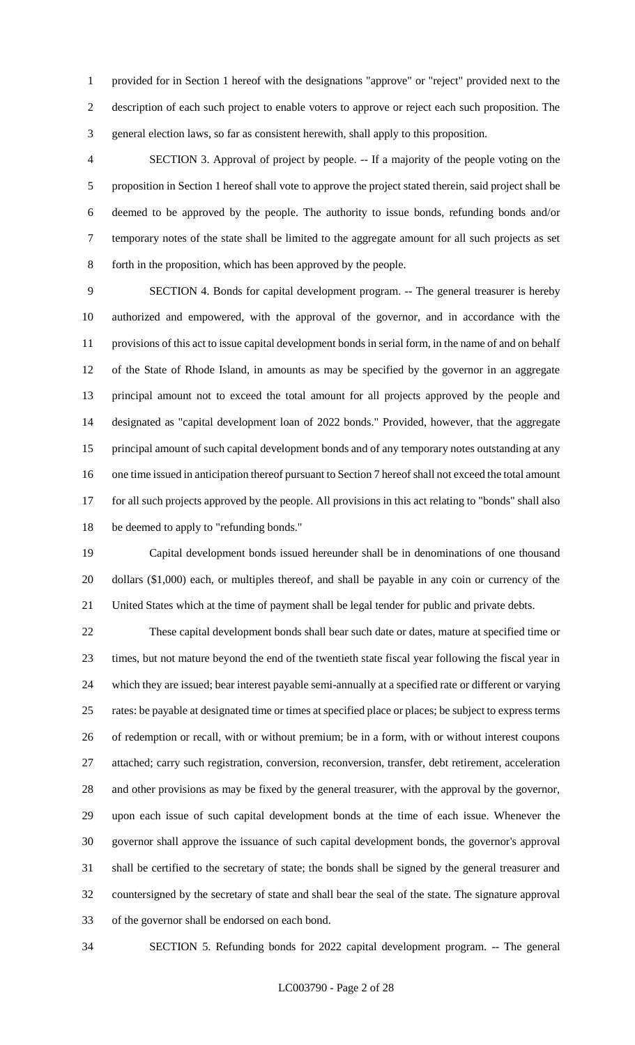provided for in Section 1 hereof with the designations "approve" or "reject" provided next to the description of each such project to enable voters to approve or reject each such proposition. The general election laws, so far as consistent herewith, shall apply to this proposition.

SECTION 3. Approval of project by people. -- If a majority of the people voting on the proposition in Section 1 hereof shall vote to approve the project stated therein, said project shall be deemed to be approved by the people. The authority to issue bonds, refunding bonds and/or temporary notes of the state shall be limited to the aggregate amount for all such projects as set forth in the proposition, which has been approved by the people.

SECTION 4. Bonds for capital development program. -- The general treasurer is hereby authorized and empowered, with the approval of the governor, and in accordance with the provisions of this act to issue capital development bonds in serial form, in the name of and on behalf of the State of Rhode Island, in amounts as may be specified by the governor in an aggregate principal amount not to exceed the total amount for all projects approved by the people and designated as "capital development loan of 2022 bonds." Provided, however, that the aggregate principal amount of such capital development bonds and of any temporary notes outstanding at any one time issued in anticipation thereof pursuant to Section 7 hereof shall not exceed the total amount for all such projects approved by the people. All provisions in this act relating to "bonds" shall also be deemed to apply to "refunding bonds."

Capital development bonds issued hereunder shall be in denominations of one thousand dollars ($1,000) each, or multiples thereof, and shall be payable in any coin or currency of the United States which at the time of payment shall be legal tender for public and private debts.

These capital development bonds shall bear such date or dates, mature at specified time or times, but not mature beyond the end of the twentieth state fiscal year following the fiscal year in which they are issued; bear interest payable semi-annually at a specified rate or different or varying rates: be payable at designated time or times at specified place or places; be subject to express terms of redemption or recall, with or without premium; be in a form, with or without interest coupons attached; carry such registration, conversion, reconversion, transfer, debt retirement, acceleration and other provisions as may be fixed by the general treasurer, with the approval by the governor, upon each issue of such capital development bonds at the time of each issue. Whenever the governor shall approve the issuance of such capital development bonds, the governor's approval shall be certified to the secretary of state; the bonds shall be signed by the general treasurer and countersigned by the secretary of state and shall bear the seal of the state. The signature approval of the governor shall be endorsed on each bond.

SECTION 5. Refunding bonds for 2022 capital development program. -- The general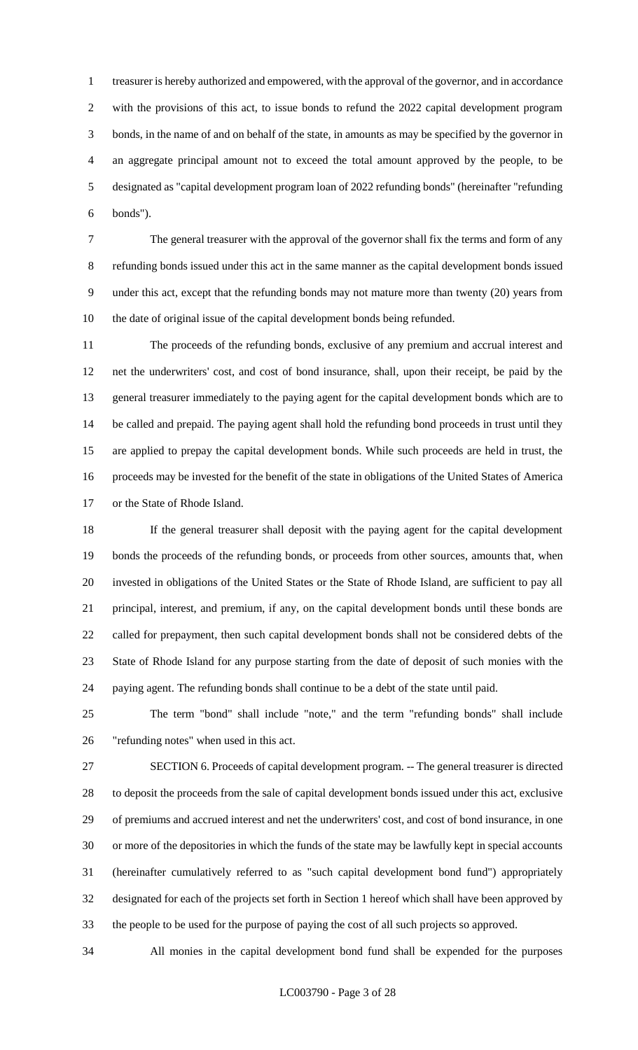treasurer is hereby authorized and empowered, with the approval of the governor, and in accordance with the provisions of this act, to issue bonds to refund the 2022 capital development program bonds, in the name of and on behalf of the state, in amounts as may be specified by the governor in an aggregate principal amount not to exceed the total amount approved by the people, to be designated as "capital development program loan of 2022 refunding bonds" (hereinafter "refunding bonds").

The general treasurer with the approval of the governor shall fix the terms and form of any refunding bonds issued under this act in the same manner as the capital development bonds issued under this act, except that the refunding bonds may not mature more than twenty (20) years from the date of original issue of the capital development bonds being refunded.

The proceeds of the refunding bonds, exclusive of any premium and accrual interest and net the underwriters' cost, and cost of bond insurance, shall, upon their receipt, be paid by the general treasurer immediately to the paying agent for the capital development bonds which are to be called and prepaid. The paying agent shall hold the refunding bond proceeds in trust until they are applied to prepay the capital development bonds. While such proceeds are held in trust, the proceeds may be invested for the benefit of the state in obligations of the United States of America or the State of Rhode Island.

If the general treasurer shall deposit with the paying agent for the capital development bonds the proceeds of the refunding bonds, or proceeds from other sources, amounts that, when invested in obligations of the United States or the State of Rhode Island, are sufficient to pay all principal, interest, and premium, if any, on the capital development bonds until these bonds are called for prepayment, then such capital development bonds shall not be considered debts of the State of Rhode Island for any purpose starting from the date of deposit of such monies with the paying agent. The refunding bonds shall continue to be a debt of the state until paid.

The term "bond" shall include "note," and the term "refunding bonds" shall include "refunding notes" when used in this act.

SECTION 6. Proceeds of capital development program. -- The general treasurer is directed to deposit the proceeds from the sale of capital development bonds issued under this act, exclusive of premiums and accrued interest and net the underwriters' cost, and cost of bond insurance, in one or more of the depositories in which the funds of the state may be lawfully kept in special accounts (hereinafter cumulatively referred to as "such capital development bond fund") appropriately designated for each of the projects set forth in Section 1 hereof which shall have been approved by the people to be used for the purpose of paying the cost of all such projects so approved.

All monies in the capital development bond fund shall be expended for the purposes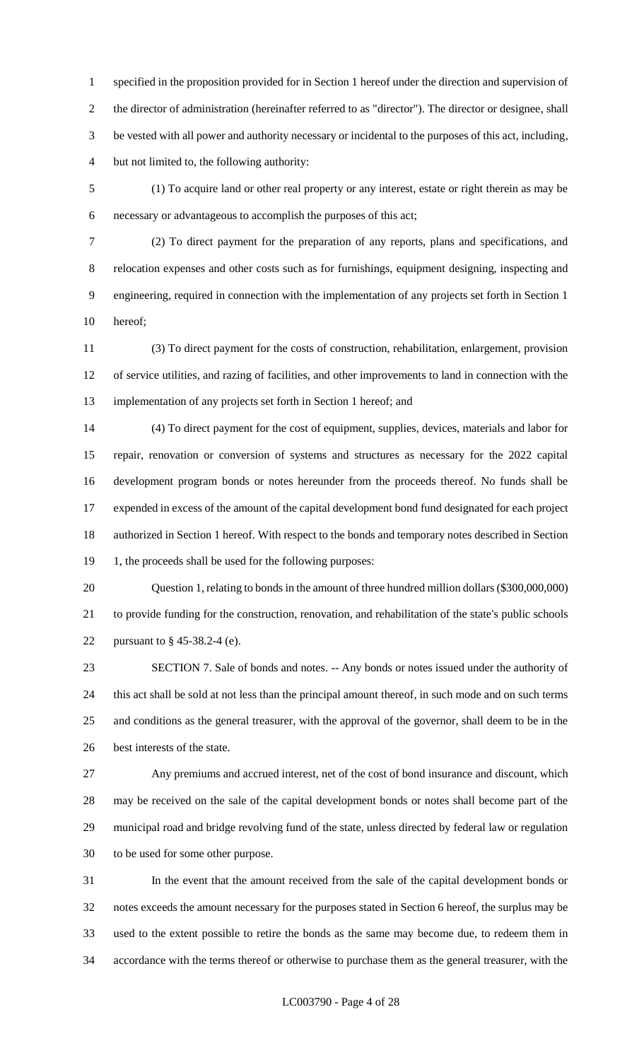specified in the proposition provided for in Section 1 hereof under the direction and supervision of the director of administration (hereinafter referred to as "director"). The director or designee, shall be vested with all power and authority necessary or incidental to the purposes of this act, including, but not limited to, the following authority:

(1) To acquire land or other real property or any interest, estate or right therein as may be necessary or advantageous to accomplish the purposes of this act;

(2) To direct payment for the preparation of any reports, plans and specifications, and relocation expenses and other costs such as for furnishings, equipment designing, inspecting and engineering, required in connection with the implementation of any projects set forth in Section 1 hereof;

(3) To direct payment for the costs of construction, rehabilitation, enlargement, provision of service utilities, and razing of facilities, and other improvements to land in connection with the implementation of any projects set forth in Section 1 hereof; and

(4) To direct payment for the cost of equipment, supplies, devices, materials and labor for repair, renovation or conversion of systems and structures as necessary for the 2022 capital development program bonds or notes hereunder from the proceeds thereof. No funds shall be expended in excess of the amount of the capital development bond fund designated for each project authorized in Section 1 hereof. With respect to the bonds and temporary notes described in Section 1, the proceeds shall be used for the following purposes:

Question 1, relating to bonds in the amount of three hundred million dollars ($300,000,000) to provide funding for the construction, renovation, and rehabilitation of the state's public schools pursuant to § 45-38.2-4 (e).

SECTION 7. Sale of bonds and notes. -- Any bonds or notes issued under the authority of this act shall be sold at not less than the principal amount thereof, in such mode and on such terms and conditions as the general treasurer, with the approval of the governor, shall deem to be in the best interests of the state.

Any premiums and accrued interest, net of the cost of bond insurance and discount, which may be received on the sale of the capital development bonds or notes shall become part of the municipal road and bridge revolving fund of the state, unless directed by federal law or regulation to be used for some other purpose.

In the event that the amount received from the sale of the capital development bonds or notes exceeds the amount necessary for the purposes stated in Section 6 hereof, the surplus may be used to the extent possible to retire the bonds as the same may become due, to redeem them in accordance with the terms thereof or otherwise to purchase them as the general treasurer, with the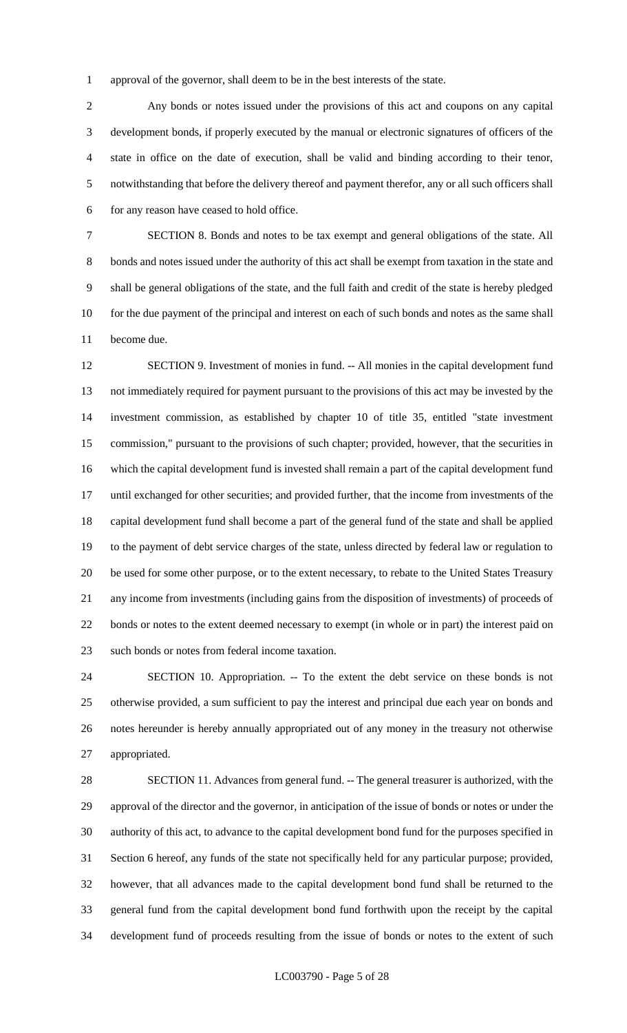approval of the governor, shall deem to be in the best interests of the state.

Any bonds or notes issued under the provisions of this act and coupons on any capital development bonds, if properly executed by the manual or electronic signatures of officers of the state in office on the date of execution, shall be valid and binding according to their tenor, notwithstanding that before the delivery thereof and payment therefor, any or all such officers shall for any reason have ceased to hold office.

SECTION 8. Bonds and notes to be tax exempt and general obligations of the state. All bonds and notes issued under the authority of this act shall be exempt from taxation in the state and shall be general obligations of the state, and the full faith and credit of the state is hereby pledged for the due payment of the principal and interest on each of such bonds and notes as the same shall become due.

SECTION 9. Investment of monies in fund. -- All monies in the capital development fund not immediately required for payment pursuant to the provisions of this act may be invested by the investment commission, as established by chapter 10 of title 35, entitled "state investment commission," pursuant to the provisions of such chapter; provided, however, that the securities in which the capital development fund is invested shall remain a part of the capital development fund until exchanged for other securities; and provided further, that the income from investments of the capital development fund shall become a part of the general fund of the state and shall be applied to the payment of debt service charges of the state, unless directed by federal law or regulation to be used for some other purpose, or to the extent necessary, to rebate to the United States Treasury any income from investments (including gains from the disposition of investments) of proceeds of bonds or notes to the extent deemed necessary to exempt (in whole or in part) the interest paid on such bonds or notes from federal income taxation.

SECTION 10. Appropriation. -- To the extent the debt service on these bonds is not otherwise provided, a sum sufficient to pay the interest and principal due each year on bonds and notes hereunder is hereby annually appropriated out of any money in the treasury not otherwise appropriated.

SECTION 11. Advances from general fund. -- The general treasurer is authorized, with the approval of the director and the governor, in anticipation of the issue of bonds or notes or under the authority of this act, to advance to the capital development bond fund for the purposes specified in Section 6 hereof, any funds of the state not specifically held for any particular purpose; provided, however, that all advances made to the capital development bond fund shall be returned to the general fund from the capital development bond fund forthwith upon the receipt by the capital development fund of proceeds resulting from the issue of bonds or notes to the extent of such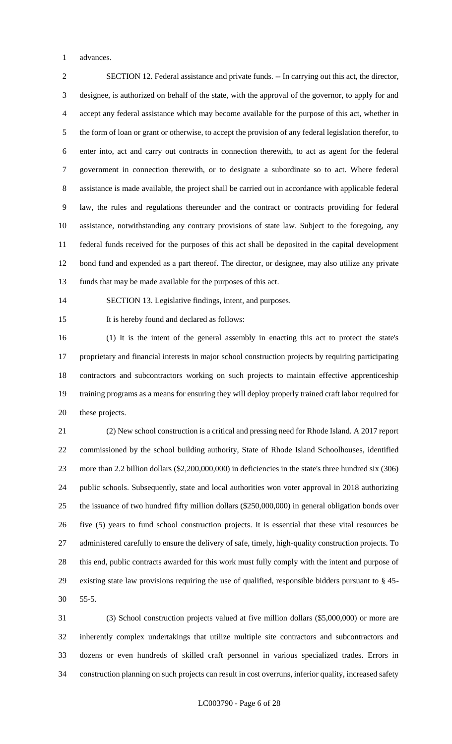advances.

SECTION 12. Federal assistance and private funds. -- In carrying out this act, the director, designee, is authorized on behalf of the state, with the approval of the governor, to apply for and accept any federal assistance which may become available for the purpose of this act, whether in the form of loan or grant or otherwise, to accept the provision of any federal legislation therefor, to enter into, act and carry out contracts in connection therewith, to act as agent for the federal government in connection therewith, or to designate a subordinate so to act. Where federal assistance is made available, the project shall be carried out in accordance with applicable federal law, the rules and regulations thereunder and the contract or contracts providing for federal assistance, notwithstanding any contrary provisions of state law. Subject to the foregoing, any federal funds received for the purposes of this act shall be deposited in the capital development bond fund and expended as a part thereof. The director, or designee, may also utilize any private funds that may be made available for the purposes of this act.

SECTION 13. Legislative findings, intent, and purposes.

It is hereby found and declared as follows:

(1) It is the intent of the general assembly in enacting this act to protect the state's proprietary and financial interests in major school construction projects by requiring participating contractors and subcontractors working on such projects to maintain effective apprenticeship training programs as a means for ensuring they will deploy properly trained craft labor required for these projects.

(2) New school construction is a critical and pressing need for Rhode Island. A 2017 report commissioned by the school building authority, State of Rhode Island Schoolhouses, identified more than 2.2 billion dollars ($2,200,000,000) in deficiencies in the state's three hundred six (306) public schools. Subsequently, state and local authorities won voter approval in 2018 authorizing the issuance of two hundred fifty million dollars ($250,000,000) in general obligation bonds over five (5) years to fund school construction projects. It is essential that these vital resources be administered carefully to ensure the delivery of safe, timely, high-quality construction projects. To this end, public contracts awarded for this work must fully comply with the intent and purpose of existing state law provisions requiring the use of qualified, responsible bidders pursuant to § 45-55-5.

(3) School construction projects valued at five million dollars ($5,000,000) or more are inherently complex undertakings that utilize multiple site contractors and subcontractors and dozens or even hundreds of skilled craft personnel in various specialized trades. Errors in construction planning on such projects can result in cost overruns, inferior quality, increased safety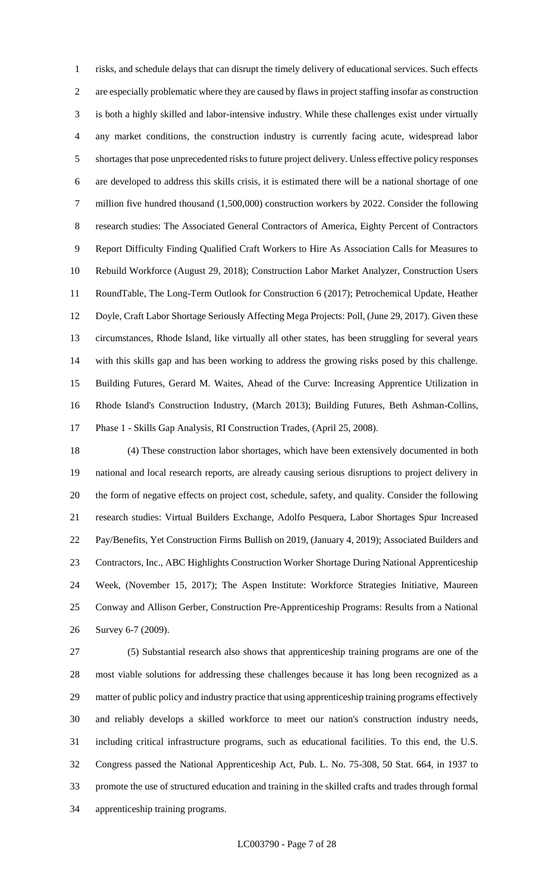risks, and schedule delays that can disrupt the timely delivery of educational services. Such effects are especially problematic where they are caused by flaws in project staffing insofar as construction is both a highly skilled and labor-intensive industry. While these challenges exist under virtually any market conditions, the construction industry is currently facing acute, widespread labor shortages that pose unprecedented risks to future project delivery. Unless effective policy responses are developed to address this skills crisis, it is estimated there will be a national shortage of one million five hundred thousand (1,500,000) construction workers by 2022. Consider the following research studies: The Associated General Contractors of America, Eighty Percent of Contractors Report Difficulty Finding Qualified Craft Workers to Hire As Association Calls for Measures to Rebuild Workforce (August 29, 2018); Construction Labor Market Analyzer, Construction Users RoundTable, The Long-Term Outlook for Construction 6 (2017); Petrochemical Update, Heather Doyle, Craft Labor Shortage Seriously Affecting Mega Projects: Poll, (June 29, 2017). Given these circumstances, Rhode Island, like virtually all other states, has been struggling for several years with this skills gap and has been working to address the growing risks posed by this challenge. Building Futures, Gerard M. Waites, Ahead of the Curve: Increasing Apprentice Utilization in Rhode Island's Construction Industry, (March 2013); Building Futures, Beth Ashman-Collins, Phase 1 - Skills Gap Analysis, RI Construction Trades, (April 25, 2008).

(4) These construction labor shortages, which have been extensively documented in both national and local research reports, are already causing serious disruptions to project delivery in the form of negative effects on project cost, schedule, safety, and quality. Consider the following research studies: Virtual Builders Exchange, Adolfo Pesquera, Labor Shortages Spur Increased Pay/Benefits, Yet Construction Firms Bullish on 2019, (January 4, 2019); Associated Builders and Contractors, Inc., ABC Highlights Construction Worker Shortage During National Apprenticeship Week, (November 15, 2017); The Aspen Institute: Workforce Strategies Initiative, Maureen Conway and Allison Gerber, Construction Pre-Apprenticeship Programs: Results from a National Survey 6-7 (2009).

(5) Substantial research also shows that apprenticeship training programs are one of the most viable solutions for addressing these challenges because it has long been recognized as a matter of public policy and industry practice that using apprenticeship training programs effectively and reliably develops a skilled workforce to meet our nation's construction industry needs, including critical infrastructure programs, such as educational facilities. To this end, the U.S. Congress passed the National Apprenticeship Act, Pub. L. No. 75-308, 50 Stat. 664, in 1937 to promote the use of structured education and training in the skilled crafts and trades through formal apprenticeship training programs.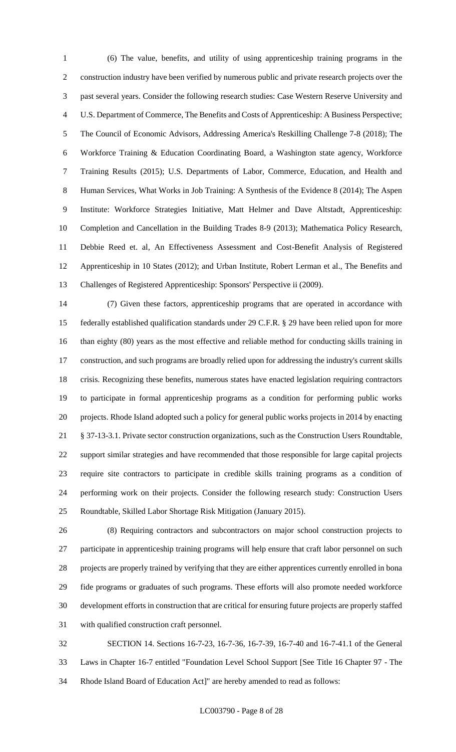(6) The value, benefits, and utility of using apprenticeship training programs in the construction industry have been verified by numerous public and private research projects over the past several years. Consider the following research studies: Case Western Reserve University and U.S. Department of Commerce, The Benefits and Costs of Apprenticeship: A Business Perspective; The Council of Economic Advisors, Addressing America's Reskilling Challenge 7-8 (2018); The Workforce Training & Education Coordinating Board, a Washington state agency, Workforce Training Results (2015); U.S. Departments of Labor, Commerce, Education, and Health and Human Services, What Works in Job Training: A Synthesis of the Evidence 8 (2014); The Aspen Institute: Workforce Strategies Initiative, Matt Helmer and Dave Altstadt, Apprenticeship: Completion and Cancellation in the Building Trades 8-9 (2013); Mathematica Policy Research, Debbie Reed et. al, An Effectiveness Assessment and Cost-Benefit Analysis of Registered Apprenticeship in 10 States (2012); and Urban Institute, Robert Lerman et al., The Benefits and Challenges of Registered Apprenticeship: Sponsors' Perspective ii (2009).

(7) Given these factors, apprenticeship programs that are operated in accordance with federally established qualification standards under 29 C.F.R. § 29 have been relied upon for more than eighty (80) years as the most effective and reliable method for conducting skills training in construction, and such programs are broadly relied upon for addressing the industry's current skills crisis. Recognizing these benefits, numerous states have enacted legislation requiring contractors to participate in formal apprenticeship programs as a condition for performing public works projects. Rhode Island adopted such a policy for general public works projects in 2014 by enacting § 37-13-3.1. Private sector construction organizations, such as the Construction Users Roundtable, support similar strategies and have recommended that those responsible for large capital projects require site contractors to participate in credible skills training programs as a condition of performing work on their projects. Consider the following research study: Construction Users Roundtable, Skilled Labor Shortage Risk Mitigation (January 2015).

(8) Requiring contractors and subcontractors on major school construction projects to participate in apprenticeship training programs will help ensure that craft labor personnel on such projects are properly trained by verifying that they are either apprentices currently enrolled in bona fide programs or graduates of such programs. These efforts will also promote needed workforce development efforts in construction that are critical for ensuring future projects are properly staffed with qualified construction craft personnel.

SECTION 14. Sections 16-7-23, 16-7-36, 16-7-39, 16-7-40 and 16-7-41.1 of the General Laws in Chapter 16-7 entitled "Foundation Level School Support [See Title 16 Chapter 97 - The Rhode Island Board of Education Act]" are hereby amended to read as follows: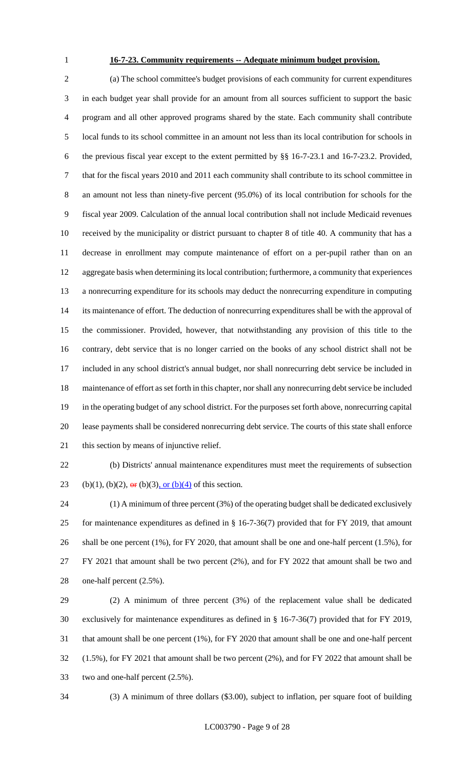**16-7-23. Community requirements -- Adequate minimum budget provision.**

(a) The school committee's budget provisions of each community for current expenditures in each budget year shall provide for an amount from all sources sufficient to support the basic program and all other approved programs shared by the state. Each community shall contribute local funds to its school committee in an amount not less than its local contribution for schools in the previous fiscal year except to the extent permitted by §§ 16-7-23.1 and 16-7-23.2. Provided, that for the fiscal years 2010 and 2011 each community shall contribute to its school committee in an amount not less than ninety-five percent (95.0%) of its local contribution for schools for the fiscal year 2009. Calculation of the annual local contribution shall not include Medicaid revenues received by the municipality or district pursuant to chapter 8 of title 40. A community that has a decrease in enrollment may compute maintenance of effort on a per-pupil rather than on an aggregate basis when determining its local contribution; furthermore, a community that experiences a nonrecurring expenditure for its schools may deduct the nonrecurring expenditure in computing its maintenance of effort. The deduction of nonrecurring expenditures shall be with the approval of the commissioner. Provided, however, that notwithstanding any provision of this title to the contrary, debt service that is no longer carried on the books of any school district shall not be included in any school district's annual budget, nor shall nonrecurring debt service be included in maintenance of effort as set forth in this chapter, nor shall any nonrecurring debt service be included in the operating budget of any school district. For the purposes set forth above, nonrecurring capital lease payments shall be considered nonrecurring debt service. The courts of this state shall enforce this section by means of injunctive relief.

(b) Districts' annual maintenance expenditures must meet the requirements of subsection (b)(1), (b)(2), ~~or~~ (b)(3), or (b)(4) of this section.

(1) A minimum of three percent (3%) of the operating budget shall be dedicated exclusively for maintenance expenditures as defined in § 16-7-36(7) provided that for FY 2019, that amount shall be one percent (1%), for FY 2020, that amount shall be one and one-half percent (1.5%), for FY 2021 that amount shall be two percent (2%), and for FY 2022 that amount shall be two and one-half percent (2.5%).

(2) A minimum of three percent (3%) of the replacement value shall be dedicated exclusively for maintenance expenditures as defined in § 16-7-36(7) provided that for FY 2019, that amount shall be one percent (1%), for FY 2020 that amount shall be one and one-half percent (1.5%), for FY 2021 that amount shall be two percent (2%), and for FY 2022 that amount shall be two and one-half percent (2.5%).

(3) A minimum of three dollars ($3.00), subject to inflation, per square foot of building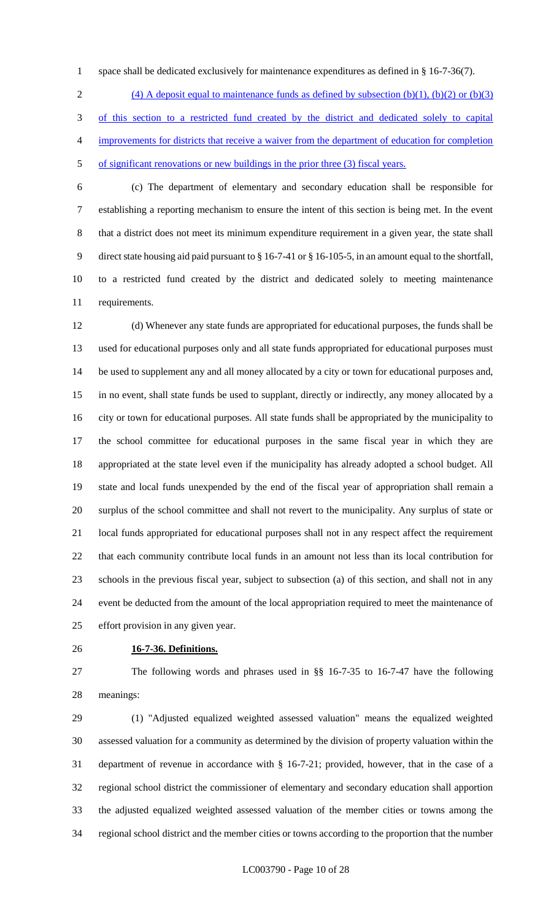space shall be dedicated exclusively for maintenance expenditures as defined in § 16-7-36(7).

<u>(4) A deposit equal to maintenance funds as defined by subsection (b)(1), (b)(2) or (b)(3) of this section to a restricted fund created by the district and dedicated solely to capital improvements for districts that receive a waiver from the department of education for completion of significant renovations or new buildings in the prior three (3) fiscal years.</u>

(c) The department of elementary and secondary education shall be responsible for establishing a reporting mechanism to ensure the intent of this section is being met. In the event that a district does not meet its minimum expenditure requirement in a given year, the state shall direct state housing aid paid pursuant to § 16-7-41 or § 16-105-5, in an amount equal to the shortfall, to a restricted fund created by the district and dedicated solely to meeting maintenance requirements.

(d) Whenever any state funds are appropriated for educational purposes, the funds shall be used for educational purposes only and all state funds appropriated for educational purposes must be used to supplement any and all money allocated by a city or town for educational purposes and, in no event, shall state funds be used to supplant, directly or indirectly, any money allocated by a city or town for educational purposes. All state funds shall be appropriated by the municipality to the school committee for educational purposes in the same fiscal year in which they are appropriated at the state level even if the municipality has already adopted a school budget. All state and local funds unexpended by the end of the fiscal year of appropriation shall remain a surplus of the school committee and shall not revert to the municipality. Any surplus of state or local funds appropriated for educational purposes shall not in any respect affect the requirement that each community contribute local funds in an amount not less than its local contribution for schools in the previous fiscal year, subject to subsection (a) of this section, and shall not in any event be deducted from the amount of the local appropriation required to meet the maintenance of effort provision in any given year.

**16-7-36. Definitions.**

The following words and phrases used in §§ 16-7-35 to 16-7-47 have the following meanings:

(1) "Adjusted equalized weighted assessed valuation" means the equalized weighted assessed valuation for a community as determined by the division of property valuation within the department of revenue in accordance with § 16-7-21; provided, however, that in the case of a regional school district the commissioner of elementary and secondary education shall apportion the adjusted equalized weighted assessed valuation of the member cities or towns among the regional school district and the member cities or towns according to the proportion that the number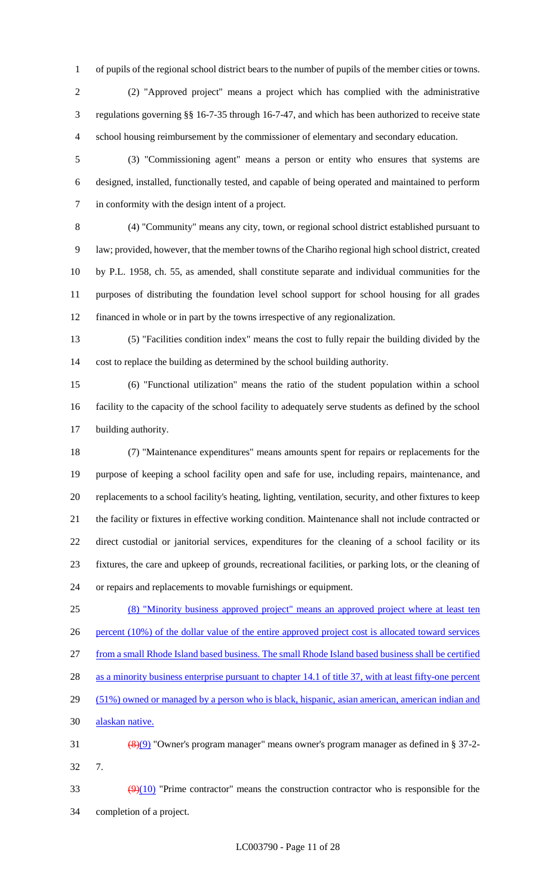of pupils of the regional school district bears to the number of pupils of the member cities or towns.

(2) "Approved project" means a project which has complied with the administrative regulations governing §§ 16-7-35 through 16-7-47, and which has been authorized to receive state school housing reimbursement by the commissioner of elementary and secondary education.

(3) "Commissioning agent" means a person or entity who ensures that systems are designed, installed, functionally tested, and capable of being operated and maintained to perform in conformity with the design intent of a project.

(4) "Community" means any city, town, or regional school district established pursuant to law; provided, however, that the member towns of the Chariho regional high school district, created by P.L. 1958, ch. 55, as amended, shall constitute separate and individual communities for the purposes of distributing the foundation level school support for school housing for all grades financed in whole or in part by the towns irrespective of any regionalization.

(5) "Facilities condition index" means the cost to fully repair the building divided by the cost to replace the building as determined by the school building authority.

(6) "Functional utilization" means the ratio of the student population within a school facility to the capacity of the school facility to adequately serve students as defined by the school building authority.

(7) "Maintenance expenditures" means amounts spent for repairs or replacements for the purpose of keeping a school facility open and safe for use, including repairs, maintenance, and replacements to a school facility's heating, lighting, ventilation, security, and other fixtures to keep the facility or fixtures in effective working condition. Maintenance shall not include contracted or direct custodial or janitorial services, expenditures for the cleaning of a school facility or its fixtures, the care and upkeep of grounds, recreational facilities, or parking lots, or the cleaning of or repairs and replacements to movable furnishings or equipment.

(8) "Minority business approved project" means an approved project where at least ten percent (10%) of the dollar value of the entire approved project cost is allocated toward services from a small Rhode Island based business. The small Rhode Island based business shall be certified as a minority business enterprise pursuant to chapter 14.1 of title 37, with at least fifty-one percent (51%) owned or managed by a person who is black, hispanic, asian american, american indian and alaskan native.

~~(8)~~(9) "Owner's program manager" means owner's program manager as defined in § 37-2-7.

~~(9)~~(10) "Prime contractor" means the construction contractor who is responsible for the completion of a project.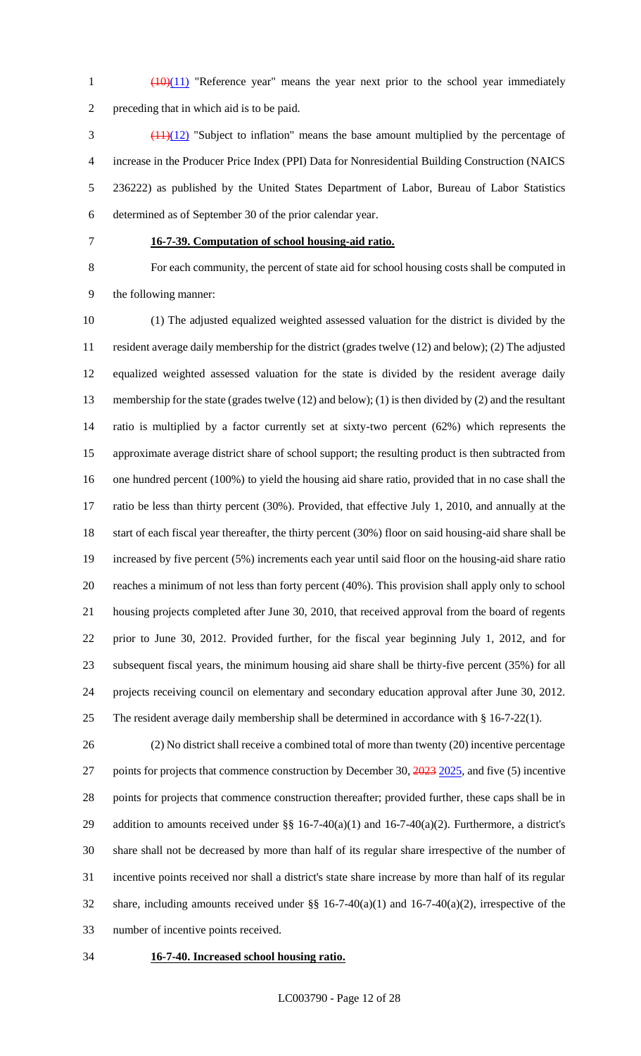(10)(11) "Reference year" means the year next prior to the school year immediately preceding that in which aid is to be paid.

(11)(12) "Subject to inflation" means the base amount multiplied by the percentage of increase in the Producer Price Index (PPI) Data for Nonresidential Building Construction (NAICS 236222) as published by the United States Department of Labor, Bureau of Labor Statistics determined as of September 30 of the prior calendar year.

**16-7-39. Computation of school housing-aid ratio.**

For each community, the percent of state aid for school housing costs shall be computed in the following manner:

(1) The adjusted equalized weighted assessed valuation for the district is divided by the resident average daily membership for the district (grades twelve (12) and below); (2) The adjusted equalized weighted assessed valuation for the state is divided by the resident average daily membership for the state (grades twelve (12) and below); (1) is then divided by (2) and the resultant ratio is multiplied by a factor currently set at sixty-two percent (62%) which represents the approximate average district share of school support; the resulting product is then subtracted from one hundred percent (100%) to yield the housing aid share ratio, provided that in no case shall the ratio be less than thirty percent (30%). Provided, that effective July 1, 2010, and annually at the start of each fiscal year thereafter, the thirty percent (30%) floor on said housing-aid share shall be increased by five percent (5%) increments each year until said floor on the housing-aid share ratio reaches a minimum of not less than forty percent (40%). This provision shall apply only to school housing projects completed after June 30, 2010, that received approval from the board of regents prior to June 30, 2012. Provided further, for the fiscal year beginning July 1, 2012, and for subsequent fiscal years, the minimum housing aid share shall be thirty-five percent (35%) for all projects receiving council on elementary and secondary education approval after June 30, 2012. The resident average daily membership shall be determined in accordance with § 16-7-22(1).

(2) No district shall receive a combined total of more than twenty (20) incentive percentage points for projects that commence construction by December 30, 2023 2025, and five (5) incentive points for projects that commence construction thereafter; provided further, these caps shall be in addition to amounts received under §§ 16-7-40(a)(1) and 16-7-40(a)(2). Furthermore, a district's share shall not be decreased by more than half of its regular share irrespective of the number of incentive points received nor shall a district's state share increase by more than half of its regular share, including amounts received under §§ 16-7-40(a)(1) and 16-7-40(a)(2), irrespective of the number of incentive points received.

**16-7-40. Increased school housing ratio.**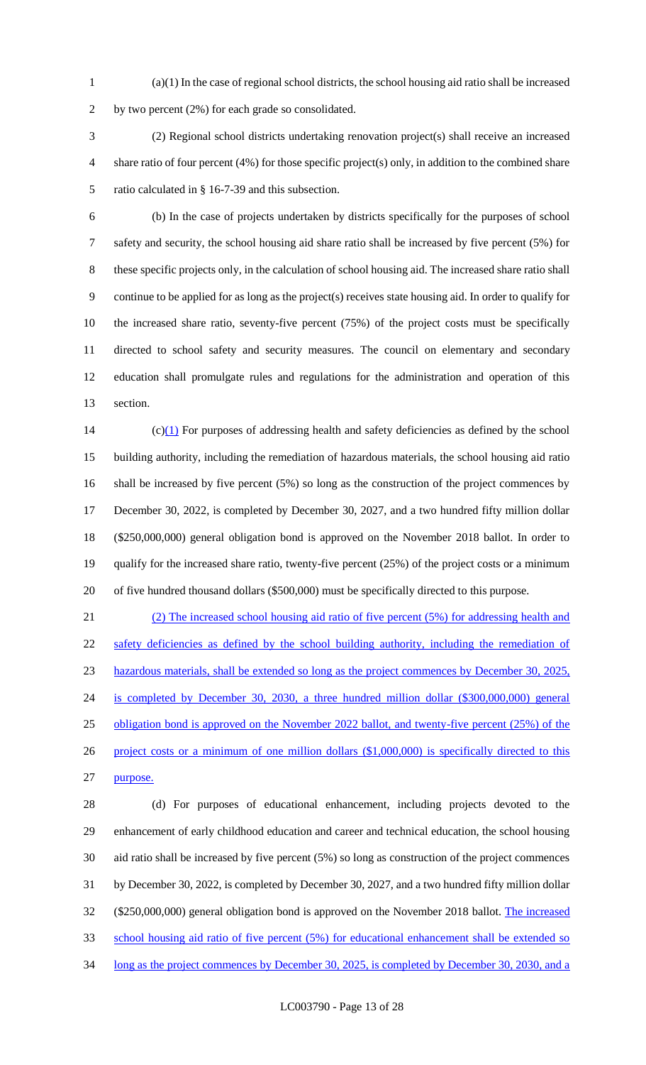(a)(1) In the case of regional school districts, the school housing aid ratio shall be increased by two percent (2%) for each grade so consolidated.

(2) Regional school districts undertaking renovation project(s) shall receive an increased share ratio of four percent (4%) for those specific project(s) only, in addition to the combined share ratio calculated in § 16-7-39 and this subsection.

(b) In the case of projects undertaken by districts specifically for the purposes of school safety and security, the school housing aid share ratio shall be increased by five percent (5%) for these specific projects only, in the calculation of school housing aid. The increased share ratio shall continue to be applied for as long as the project(s) receives state housing aid. In order to qualify for the increased share ratio, seventy-five percent (75%) of the project costs must be specifically directed to school safety and security measures. The council on elementary and secondary education shall promulgate rules and regulations for the administration and operation of this section.

(c)(1) For purposes of addressing health and safety deficiencies as defined by the school building authority, including the remediation of hazardous materials, the school housing aid ratio shall be increased by five percent (5%) so long as the construction of the project commences by December 30, 2022, is completed by December 30, 2027, and a two hundred fifty million dollar ($250,000,000) general obligation bond is approved on the November 2018 ballot. In order to qualify for the increased share ratio, twenty-five percent (25%) of the project costs or a minimum of five hundred thousand dollars ($500,000) must be specifically directed to this purpose.

(2) The increased school housing aid ratio of five percent (5%) for addressing health and safety deficiencies as defined by the school building authority, including the remediation of hazardous materials, shall be extended so long as the project commences by December 30, 2025, is completed by December 30, 2030, a three hundred million dollar ($300,000,000) general obligation bond is approved on the November 2022 ballot, and twenty-five percent (25%) of the project costs or a minimum of one million dollars ($1,000,000) is specifically directed to this purpose.

(d) For purposes of educational enhancement, including projects devoted to the enhancement of early childhood education and career and technical education, the school housing aid ratio shall be increased by five percent (5%) so long as construction of the project commences by December 30, 2022, is completed by December 30, 2027, and a two hundred fifty million dollar ($250,000,000) general obligation bond is approved on the November 2018 ballot. The increased school housing aid ratio of five percent (5%) for educational enhancement shall be extended so long as the project commences by December 30, 2025, is completed by December 30, 2030, and a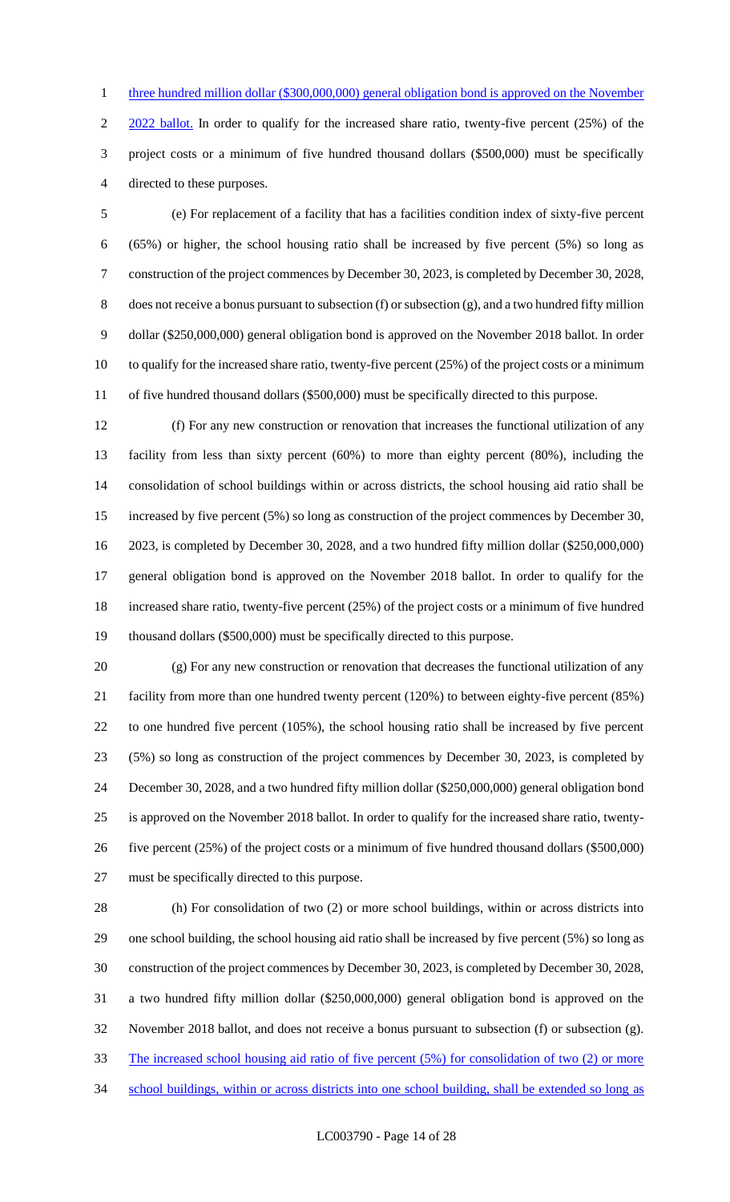three hundred million dollar ($300,000,000) general obligation bond is approved on the November 2022 ballot. In order to qualify for the increased share ratio, twenty-five percent (25%) of the project costs or a minimum of five hundred thousand dollars ($500,000) must be specifically directed to these purposes.

(e) For replacement of a facility that has a facilities condition index of sixty-five percent (65%) or higher, the school housing ratio shall be increased by five percent (5%) so long as construction of the project commences by December 30, 2023, is completed by December 30, 2028, does not receive a bonus pursuant to subsection (f) or subsection (g), and a two hundred fifty million dollar ($250,000,000) general obligation bond is approved on the November 2018 ballot. In order to qualify for the increased share ratio, twenty-five percent (25%) of the project costs or a minimum of five hundred thousand dollars ($500,000) must be specifically directed to this purpose.

(f) For any new construction or renovation that increases the functional utilization of any facility from less than sixty percent (60%) to more than eighty percent (80%), including the consolidation of school buildings within or across districts, the school housing aid ratio shall be increased by five percent (5%) so long as construction of the project commences by December 30, 2023, is completed by December 30, 2028, and a two hundred fifty million dollar ($250,000,000) general obligation bond is approved on the November 2018 ballot. In order to qualify for the increased share ratio, twenty-five percent (25%) of the project costs or a minimum of five hundred thousand dollars ($500,000) must be specifically directed to this purpose.

(g) For any new construction or renovation that decreases the functional utilization of any facility from more than one hundred twenty percent (120%) to between eighty-five percent (85%) to one hundred five percent (105%), the school housing ratio shall be increased by five percent (5%) so long as construction of the project commences by December 30, 2023, is completed by December 30, 2028, and a two hundred fifty million dollar ($250,000,000) general obligation bond is approved on the November 2018 ballot. In order to qualify for the increased share ratio, twenty-five percent (25%) of the project costs or a minimum of five hundred thousand dollars ($500,000) must be specifically directed to this purpose.

(h) For consolidation of two (2) or more school buildings, within or across districts into one school building, the school housing aid ratio shall be increased by five percent (5%) so long as construction of the project commences by December 30, 2023, is completed by December 30, 2028, a two hundred fifty million dollar ($250,000,000) general obligation bond is approved on the November 2018 ballot, and does not receive a bonus pursuant to subsection (f) or subsection (g). The increased school housing aid ratio of five percent (5%) for consolidation of two (2) or more school buildings, within or across districts into one school building, shall be extended so long as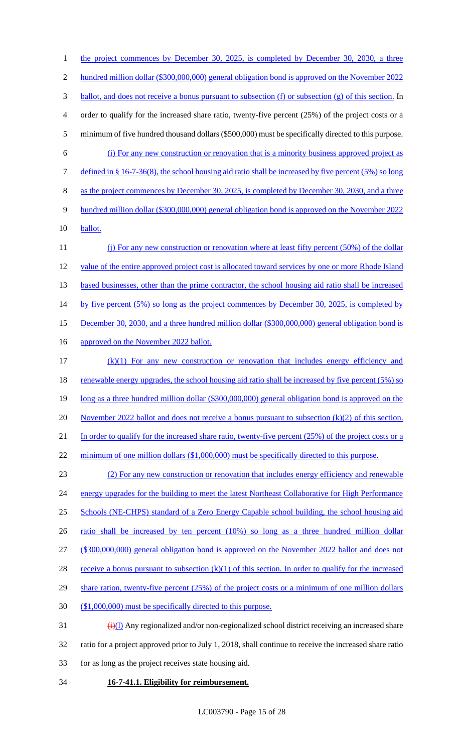the project commences by December 30, 2025, is completed by December 30, 2030, a three hundred million dollar ($300,000,000) general obligation bond is approved on the November 2022 ballot, and does not receive a bonus pursuant to subsection (f) or subsection (g) of this section. In order to qualify for the increased share ratio, twenty-five percent (25%) of the project costs or a minimum of five hundred thousand dollars ($500,000) must be specifically directed to this purpose.

(i) For any new construction or renovation that is a minority business approved project as defined in § 16-7-36(8), the school housing aid ratio shall be increased by five percent (5%) so long as the project commences by December 30, 2025, is completed by December 30, 2030, and a three hundred million dollar ($300,000,000) general obligation bond is approved on the November 2022 ballot.

(j) For any new construction or renovation where at least fifty percent (50%) of the dollar value of the entire approved project cost is allocated toward services by one or more Rhode Island based businesses, other than the prime contractor, the school housing aid ratio shall be increased by five percent (5%) so long as the project commences by December 30, 2025, is completed by December 30, 2030, and a three hundred million dollar ($300,000,000) general obligation bond is approved on the November 2022 ballot.

(k)(1) For any new construction or renovation that includes energy efficiency and renewable energy upgrades, the school housing aid ratio shall be increased by five percent (5%) so long as a three hundred million dollar ($300,000,000) general obligation bond is approved on the November 2022 ballot and does not receive a bonus pursuant to subsection (k)(2) of this section. In order to qualify for the increased share ratio, twenty-five percent (25%) of the project costs or a minimum of one million dollars ($1,000,000) must be specifically directed to this purpose.

(2) For any new construction or renovation that includes energy efficiency and renewable energy upgrades for the building to meet the latest Northeast Collaborative for High Performance Schools (NE-CHPS) standard of a Zero Energy Capable school building, the school housing aid ratio shall be increased by ten percent (10%) so long as a three hundred million dollar ($300,000,000) general obligation bond is approved on the November 2022 ballot and does not receive a bonus pursuant to subsection (k)(1) of this section. In order to qualify for the increased share ration, twenty-five percent (25%) of the project costs or a minimum of one million dollars ($1,000,000) must be specifically directed to this purpose.

~~(i)~~(l) Any regionalized and/or non-regionalized school district receiving an increased share ratio for a project approved prior to July 1, 2018, shall continue to receive the increased share ratio for as long as the project receives state housing aid.

**16-7-41.1. Eligibility for reimbursement.**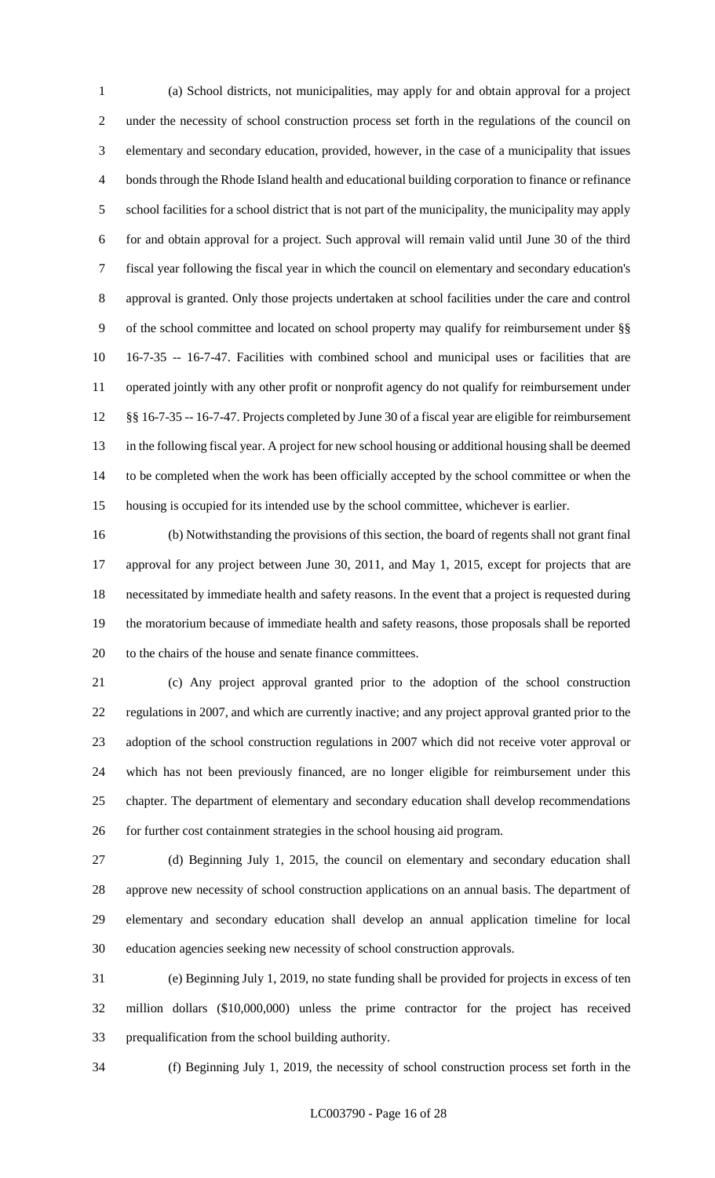(a) School districts, not municipalities, may apply for and obtain approval for a project under the necessity of school construction process set forth in the regulations of the council on elementary and secondary education, provided, however, in the case of a municipality that issues bonds through the Rhode Island health and educational building corporation to finance or refinance school facilities for a school district that is not part of the municipality, the municipality may apply for and obtain approval for a project. Such approval will remain valid until June 30 of the third fiscal year following the fiscal year in which the council on elementary and secondary education's approval is granted. Only those projects undertaken at school facilities under the care and control of the school committee and located on school property may qualify for reimbursement under §§ 16-7-35 -- 16-7-47. Facilities with combined school and municipal uses or facilities that are operated jointly with any other profit or nonprofit agency do not qualify for reimbursement under §§ 16-7-35 -- 16-7-47. Projects completed by June 30 of a fiscal year are eligible for reimbursement in the following fiscal year. A project for new school housing or additional housing shall be deemed to be completed when the work has been officially accepted by the school committee or when the housing is occupied for its intended use by the school committee, whichever is earlier.

(b) Notwithstanding the provisions of this section, the board of regents shall not grant final approval for any project between June 30, 2011, and May 1, 2015, except for projects that are necessitated by immediate health and safety reasons. In the event that a project is requested during the moratorium because of immediate health and safety reasons, those proposals shall be reported to the chairs of the house and senate finance committees.

(c) Any project approval granted prior to the adoption of the school construction regulations in 2007, and which are currently inactive; and any project approval granted prior to the adoption of the school construction regulations in 2007 which did not receive voter approval or which has not been previously financed, are no longer eligible for reimbursement under this chapter. The department of elementary and secondary education shall develop recommendations for further cost containment strategies in the school housing aid program.

(d) Beginning July 1, 2015, the council on elementary and secondary education shall approve new necessity of school construction applications on an annual basis. The department of elementary and secondary education shall develop an annual application timeline for local education agencies seeking new necessity of school construction approvals.

(e) Beginning July 1, 2019, no state funding shall be provided for projects in excess of ten million dollars ($10,000,000) unless the prime contractor for the project has received prequalification from the school building authority.

(f) Beginning July 1, 2019, the necessity of school construction process set forth in the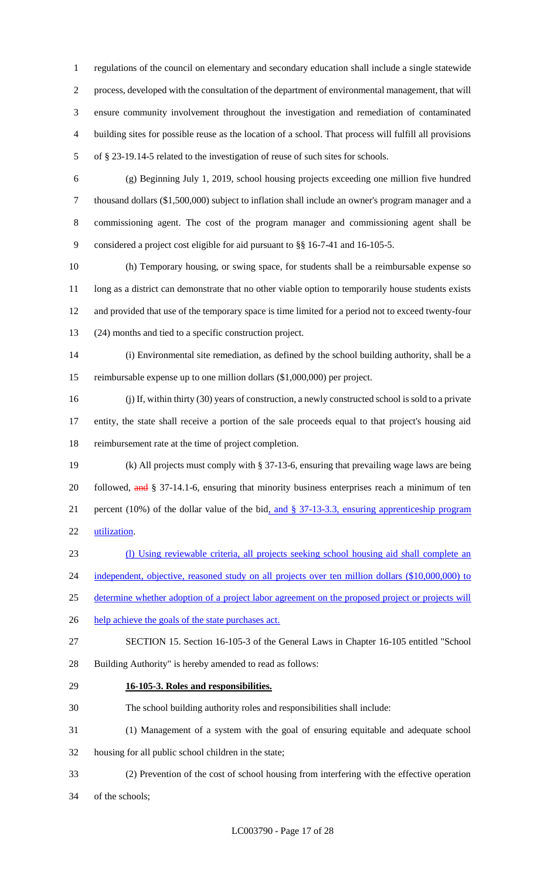regulations of the council on elementary and secondary education shall include a single statewide process, developed with the consultation of the department of environmental management, that will ensure community involvement throughout the investigation and remediation of contaminated building sites for possible reuse as the location of a school. That process will fulfill all provisions of § 23-19.14-5 related to the investigation of reuse of such sites for schools.

(g) Beginning July 1, 2019, school housing projects exceeding one million five hundred thousand dollars ($1,500,000) subject to inflation shall include an owner's program manager and a commissioning agent. The cost of the program manager and commissioning agent shall be considered a project cost eligible for aid pursuant to §§ 16-7-41 and 16-105-5.

(h) Temporary housing, or swing space, for students shall be a reimbursable expense so long as a district can demonstrate that no other viable option to temporarily house students exists and provided that use of the temporary space is time limited for a period not to exceed twenty-four (24) months and tied to a specific construction project.

(i) Environmental site remediation, as defined by the school building authority, shall be a reimbursable expense up to one million dollars ($1,000,000) per project.

(j) If, within thirty (30) years of construction, a newly constructed school is sold to a private entity, the state shall receive a portion of the sale proceeds equal to that project's housing aid reimbursement rate at the time of project completion.

(k) All projects must comply with § 37-13-6, ensuring that prevailing wage laws are being followed, ~~and~~ § 37-14.1-6, ensuring that minority business enterprises reach a minimum of ten percent (10%) of the dollar value of the bid, and § 37-13-3.3, ensuring apprenticeship program utilization.

(l) Using reviewable criteria, all projects seeking school housing aid shall complete an independent, objective, reasoned study on all projects over ten million dollars ($10,000,000) to determine whether adoption of a project labor agreement on the proposed project or projects will help achieve the goals of the state purchases act.

SECTION 15. Section 16-105-3 of the General Laws in Chapter 16-105 entitled "School Building Authority" is hereby amended to read as follows:

**16-105-3. Roles and responsibilities.**

The school building authority roles and responsibilities shall include:

(1) Management of a system with the goal of ensuring equitable and adequate school housing for all public school children in the state;

(2) Prevention of the cost of school housing from interfering with the effective operation of the schools;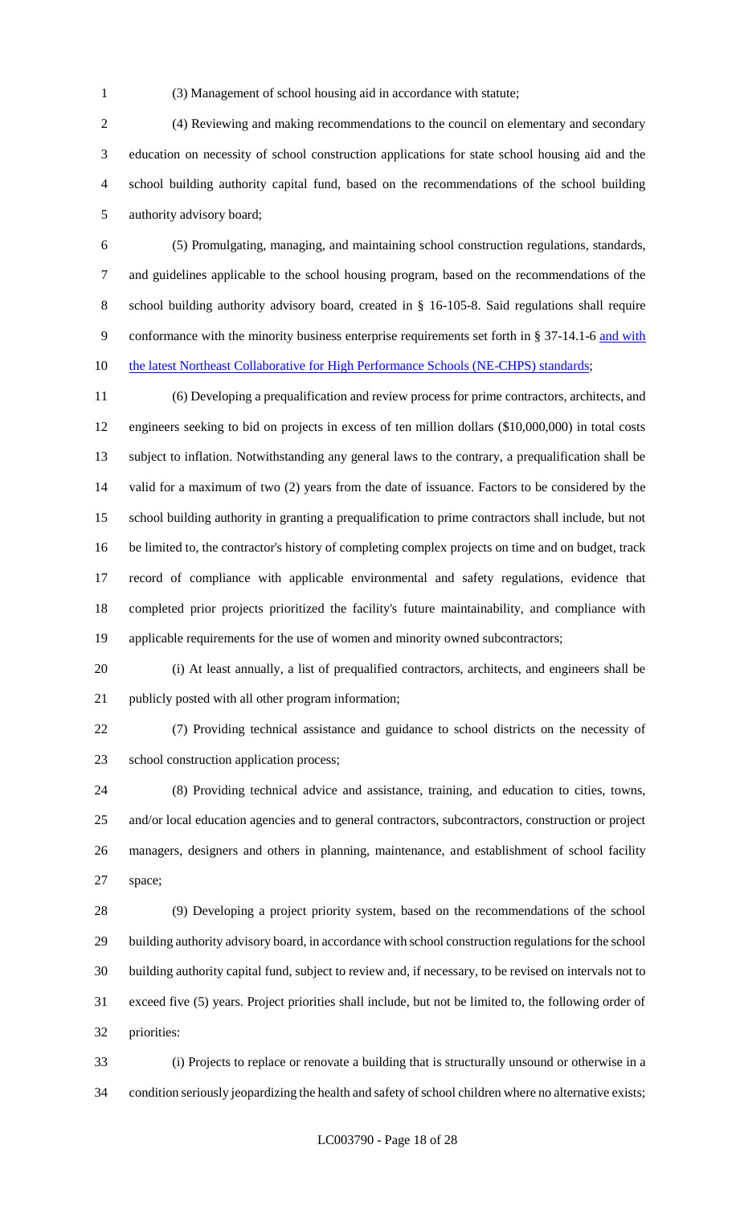(3) Management of school housing aid in accordance with statute;

(4) Reviewing and making recommendations to the council on elementary and secondary education on necessity of school construction applications for state school housing aid and the school building authority capital fund, based on the recommendations of the school building authority advisory board;

(5) Promulgating, managing, and maintaining school construction regulations, standards, and guidelines applicable to the school housing program, based on the recommendations of the school building authority advisory board, created in § 16-105-8. Said regulations shall require conformance with the minority business enterprise requirements set forth in § 37-14.1-6 and with the latest Northeast Collaborative for High Performance Schools (NE-CHPS) standards;

(6) Developing a prequalification and review process for prime contractors, architects, and engineers seeking to bid on projects in excess of ten million dollars ($10,000,000) in total costs subject to inflation. Notwithstanding any general laws to the contrary, a prequalification shall be valid for a maximum of two (2) years from the date of issuance. Factors to be considered by the school building authority in granting a prequalification to prime contractors shall include, but not be limited to, the contractor's history of completing complex projects on time and on budget, track record of compliance with applicable environmental and safety regulations, evidence that completed prior projects prioritized the facility's future maintainability, and compliance with applicable requirements for the use of women and minority owned subcontractors;

(i) At least annually, a list of prequalified contractors, architects, and engineers shall be publicly posted with all other program information;

(7) Providing technical assistance and guidance to school districts on the necessity of school construction application process;

(8) Providing technical advice and assistance, training, and education to cities, towns, and/or local education agencies and to general contractors, subcontractors, construction or project managers, designers and others in planning, maintenance, and establishment of school facility space;

(9) Developing a project priority system, based on the recommendations of the school building authority advisory board, in accordance with school construction regulations for the school building authority capital fund, subject to review and, if necessary, to be revised on intervals not to exceed five (5) years. Project priorities shall include, but not be limited to, the following order of priorities:

(i) Projects to replace or renovate a building that is structurally unsound or otherwise in a condition seriously jeopardizing the health and safety of school children where no alternative exists;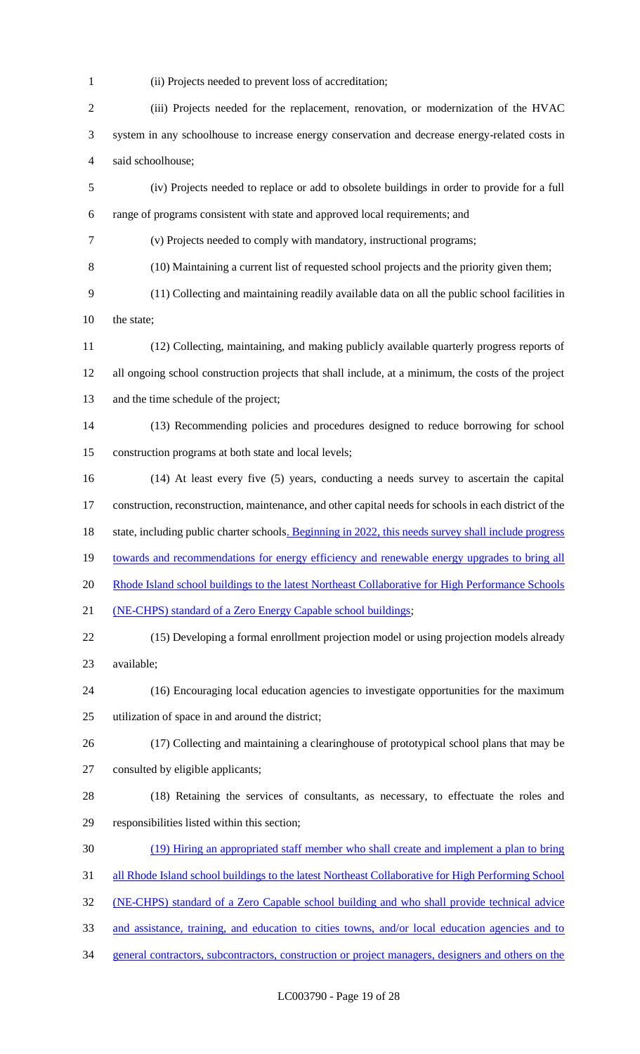(ii) Projects needed to prevent loss of accreditation;

(iii) Projects needed for the replacement, renovation, or modernization of the HVAC system in any schoolhouse to increase energy conservation and decrease energy-related costs in said schoolhouse;

(iv) Projects needed to replace or add to obsolete buildings in order to provide for a full range of programs consistent with state and approved local requirements; and

(v) Projects needed to comply with mandatory, instructional programs;

(10) Maintaining a current list of requested school projects and the priority given them;

(11) Collecting and maintaining readily available data on all the public school facilities in the state;

(12) Collecting, maintaining, and making publicly available quarterly progress reports of all ongoing school construction projects that shall include, at a minimum, the costs of the project and the time schedule of the project;

(13) Recommending policies and procedures designed to reduce borrowing for school construction programs at both state and local levels;

(14) At least every five (5) years, conducting a needs survey to ascertain the capital construction, reconstruction, maintenance, and other capital needs for schools in each district of the state, including public charter schools. Beginning in 2022, this needs survey shall include progress towards and recommendations for energy efficiency and renewable energy upgrades to bring all Rhode Island school buildings to the latest Northeast Collaborative for High Performance Schools (NE-CHPS) standard of a Zero Energy Capable school buildings;

(15) Developing a formal enrollment projection model or using projection models already available;

(16) Encouraging local education agencies to investigate opportunities for the maximum utilization of space in and around the district;

(17) Collecting and maintaining a clearinghouse of prototypical school plans that may be consulted by eligible applicants;

(18) Retaining the services of consultants, as necessary, to effectuate the roles and responsibilities listed within this section;

(19) Hiring an appropriated staff member who shall create and implement a plan to bring all Rhode Island school buildings to the latest Northeast Collaborative for High Performing School (NE-CHPS) standard of a Zero Capable school building and who shall provide technical advice and assistance, training, and education to cities towns, and/or local education agencies and to general contractors, subcontractors, construction or project managers, designers and others on the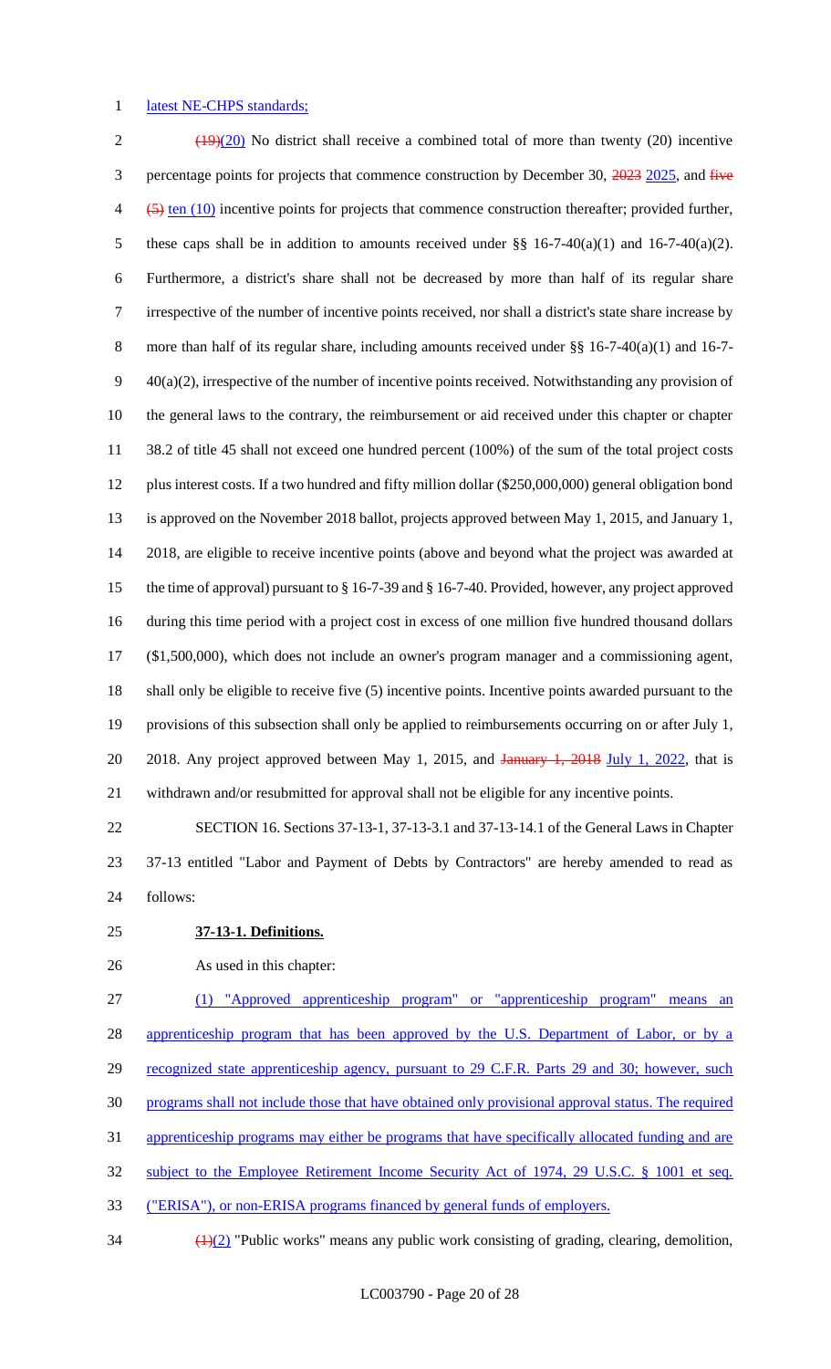latest NE-CHPS standards;

(19)(20) No district shall receive a combined total of more than twenty (20) incentive percentage points for projects that commence construction by December 30, 2023 2025, and five (5) ten (10) incentive points for projects that commence construction thereafter; provided further, these caps shall be in addition to amounts received under §§ 16-7-40(a)(1) and 16-7-40(a)(2). Furthermore, a district's share shall not be decreased by more than half of its regular share irrespective of the number of incentive points received, nor shall a district's state share increase by more than half of its regular share, including amounts received under §§ 16-7-40(a)(1) and 16-7-40(a)(2), irrespective of the number of incentive points received. Notwithstanding any provision of the general laws to the contrary, the reimbursement or aid received under this chapter or chapter 38.2 of title 45 shall not exceed one hundred percent (100%) of the sum of the total project costs plus interest costs. If a two hundred and fifty million dollar ($250,000,000) general obligation bond is approved on the November 2018 ballot, projects approved between May 1, 2015, and January 1, 2018, are eligible to receive incentive points (above and beyond what the project was awarded at the time of approval) pursuant to § 16-7-39 and § 16-7-40. Provided, however, any project approved during this time period with a project cost in excess of one million five hundred thousand dollars ($1,500,000), which does not include an owner's program manager and a commissioning agent, shall only be eligible to receive five (5) incentive points. Incentive points awarded pursuant to the provisions of this subsection shall only be applied to reimbursements occurring on or after July 1, 2018. Any project approved between May 1, 2015, and January 1, 2018 July 1, 2022, that is withdrawn and/or resubmitted for approval shall not be eligible for any incentive points.

SECTION 16. Sections 37-13-1, 37-13-3.1 and 37-13-14.1 of the General Laws in Chapter 37-13 entitled "Labor and Payment of Debts by Contractors" are hereby amended to read as follows:

**37-13-1. Definitions.**

As used in this chapter:

(1) "Approved apprenticeship program" or "apprenticeship program" means an apprenticeship program that has been approved by the U.S. Department of Labor, or by a recognized state apprenticeship agency, pursuant to 29 C.F.R. Parts 29 and 30; however, such programs shall not include those that have obtained only provisional approval status. The required apprenticeship programs may either be programs that have specifically allocated funding and are subject to the Employee Retirement Income Security Act of 1974, 29 U.S.C. § 1001 et seq. ("ERISA"), or non-ERISA programs financed by general funds of employers.

(1)(2) "Public works" means any public work consisting of grading, clearing, demolition,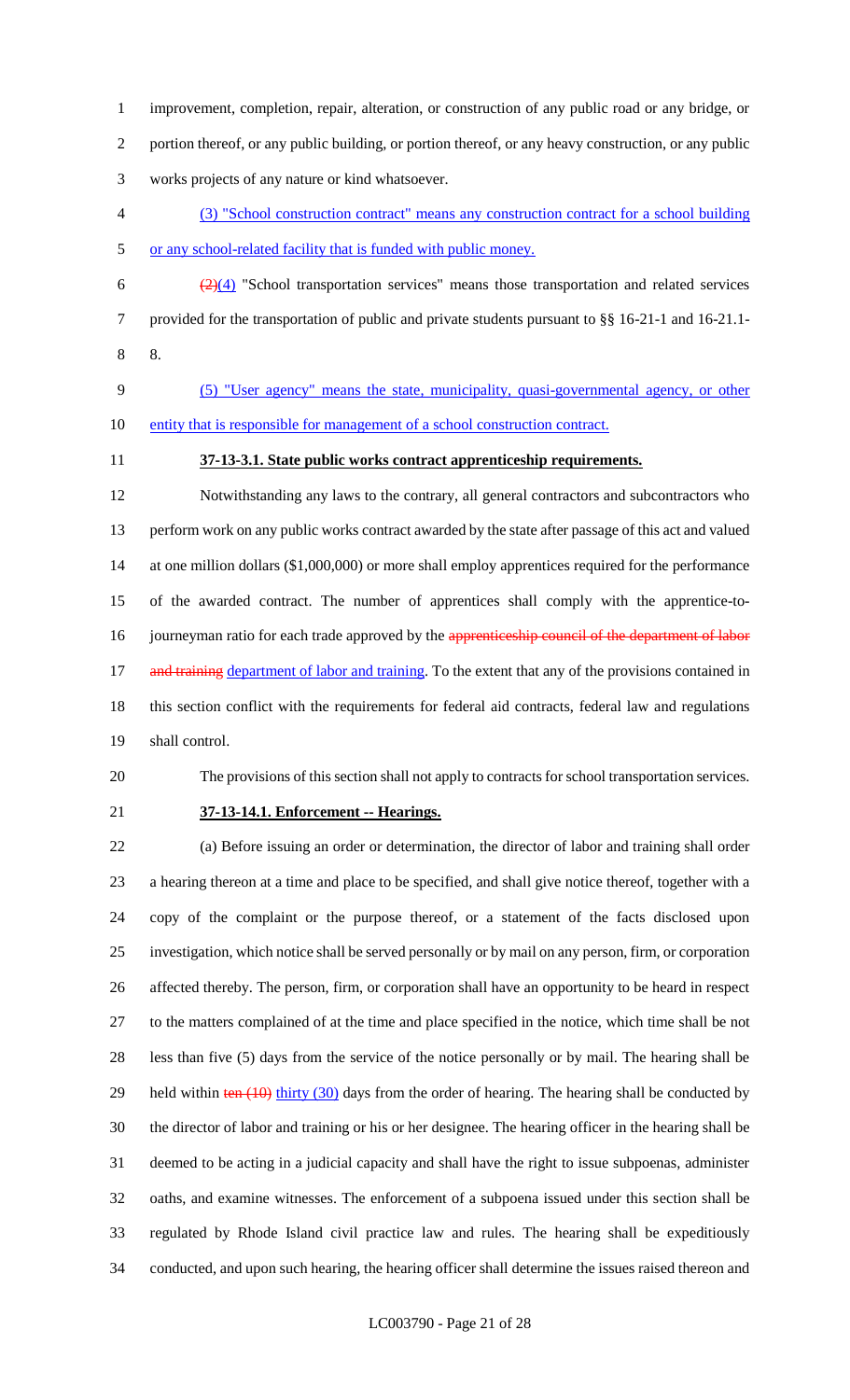improvement, completion, repair, alteration, or construction of any public road or any bridge, or portion thereof, or any public building, or portion thereof, or any heavy construction, or any public works projects of any nature or kind whatsoever.

(3) "School construction contract" means any construction contract for a school building or any school-related facility that is funded with public money.

~~(2)~~(4) "School transportation services" means those transportation and related services provided for the transportation of public and private students pursuant to §§ 16-21-1 and 16-21.1-8.

(5) "User agency" means the state, municipality, quasi-governmental agency, or other entity that is responsible for management of a school construction contract.

**37-13-3.1. State public works contract apprenticeship requirements.**

Notwithstanding any laws to the contrary, all general contractors and subcontractors who perform work on any public works contract awarded by the state after passage of this act and valued at one million dollars ($1,000,000) or more shall employ apprentices required for the performance of the awarded contract. The number of apprentices shall comply with the apprentice-to-journeyman ratio for each trade approved by the ~~apprenticeship council of the department of labor and training~~ department of labor and training. To the extent that any of the provisions contained in this section conflict with the requirements for federal aid contracts, federal law and regulations shall control.

The provisions of this section shall not apply to contracts for school transportation services.

**37-13-14.1. Enforcement -- Hearings.**

(a) Before issuing an order or determination, the director of labor and training shall order a hearing thereon at a time and place to be specified, and shall give notice thereof, together with a copy of the complaint or the purpose thereof, or a statement of the facts disclosed upon investigation, which notice shall be served personally or by mail on any person, firm, or corporation affected thereby. The person, firm, or corporation shall have an opportunity to be heard in respect to the matters complained of at the time and place specified in the notice, which time shall be not less than five (5) days from the service of the notice personally or by mail. The hearing shall be held within ~~ten (10)~~ thirty (30) days from the order of hearing. The hearing shall be conducted by the director of labor and training or his or her designee. The hearing officer in the hearing shall be deemed to be acting in a judicial capacity and shall have the right to issue subpoenas, administer oaths, and examine witnesses. The enforcement of a subpoena issued under this section shall be regulated by Rhode Island civil practice law and rules. The hearing shall be expeditiously conducted, and upon such hearing, the hearing officer shall determine the issues raised thereon and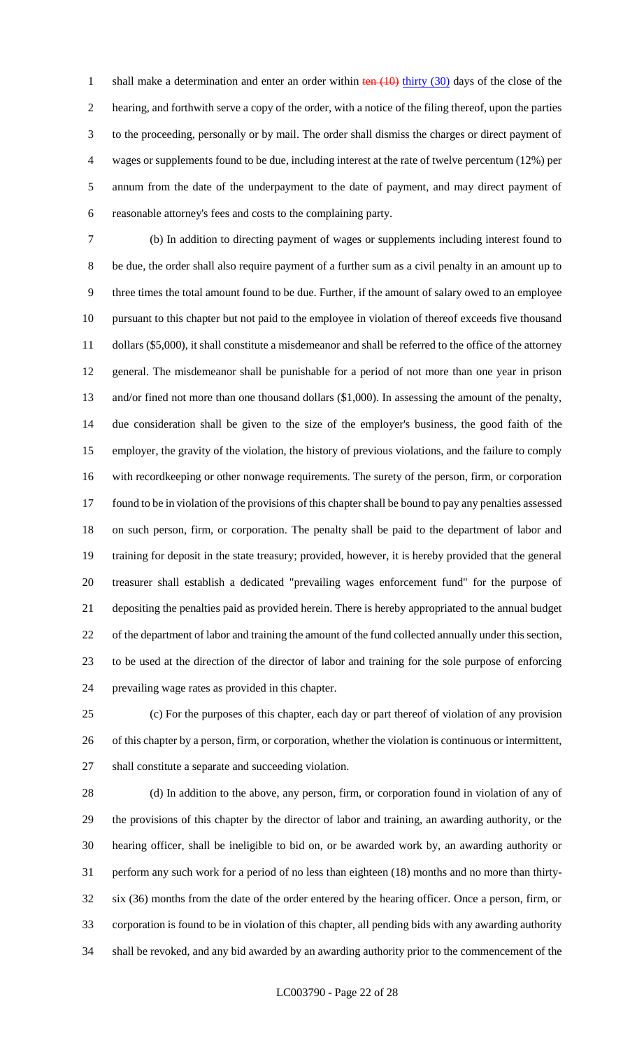shall make a determination and enter an order within ~~ten (10)~~ thirty (30) days of the close of the hearing, and forthwith serve a copy of the order, with a notice of the filing thereof, upon the parties to the proceeding, personally or by mail. The order shall dismiss the charges or direct payment of wages or supplements found to be due, including interest at the rate of twelve percentum (12%) per annum from the date of the underpayment to the date of payment, and may direct payment of reasonable attorney's fees and costs to the complaining party.

(b) In addition to directing payment of wages or supplements including interest found to be due, the order shall also require payment of a further sum as a civil penalty in an amount up to three times the total amount found to be due. Further, if the amount of salary owed to an employee pursuant to this chapter but not paid to the employee in violation of thereof exceeds five thousand dollars ($5,000), it shall constitute a misdemeanor and shall be referred to the office of the attorney general. The misdemeanor shall be punishable for a period of not more than one year in prison and/or fined not more than one thousand dollars ($1,000). In assessing the amount of the penalty, due consideration shall be given to the size of the employer's business, the good faith of the employer, the gravity of the violation, the history of previous violations, and the failure to comply with recordkeeping or other nonwage requirements. The surety of the person, firm, or corporation found to be in violation of the provisions of this chapter shall be bound to pay any penalties assessed on such person, firm, or corporation. The penalty shall be paid to the department of labor and training for deposit in the state treasury; provided, however, it is hereby provided that the general treasurer shall establish a dedicated "prevailing wages enforcement fund" for the purpose of depositing the penalties paid as provided herein. There is hereby appropriated to the annual budget of the department of labor and training the amount of the fund collected annually under this section, to be used at the direction of the director of labor and training for the sole purpose of enforcing prevailing wage rates as provided in this chapter.

(c) For the purposes of this chapter, each day or part thereof of violation of any provision of this chapter by a person, firm, or corporation, whether the violation is continuous or intermittent, shall constitute a separate and succeeding violation.

(d) In addition to the above, any person, firm, or corporation found in violation of any of the provisions of this chapter by the director of labor and training, an awarding authority, or the hearing officer, shall be ineligible to bid on, or be awarded work by, an awarding authority or perform any such work for a period of no less than eighteen (18) months and no more than thirty-six (36) months from the date of the order entered by the hearing officer. Once a person, firm, or corporation is found to be in violation of this chapter, all pending bids with any awarding authority shall be revoked, and any bid awarded by an awarding authority prior to the commencement of the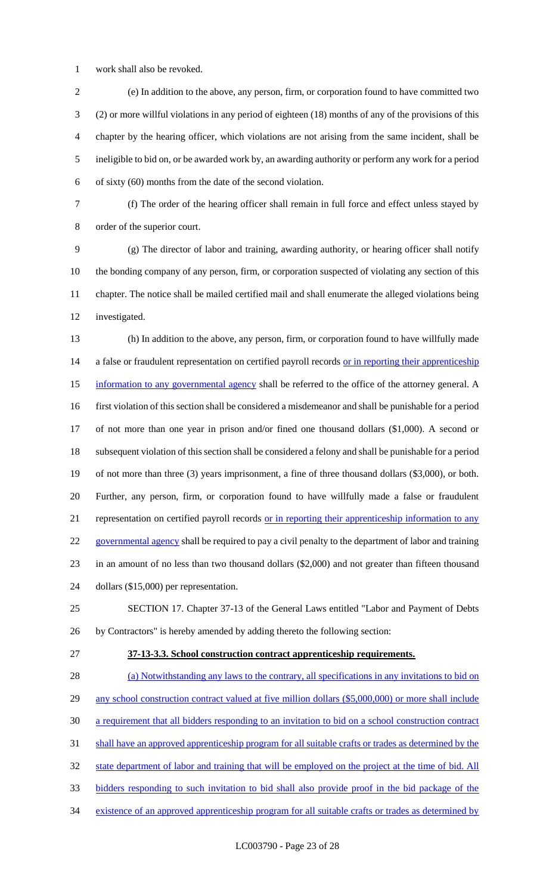work shall also be revoked.

(e) In addition to the above, any person, firm, or corporation found to have committed two (2) or more willful violations in any period of eighteen (18) months of any of the provisions of this chapter by the hearing officer, which violations are not arising from the same incident, shall be ineligible to bid on, or be awarded work by, an awarding authority or perform any work for a period of sixty (60) months from the date of the second violation.

(f) The order of the hearing officer shall remain in full force and effect unless stayed by order of the superior court.

(g) The director of labor and training, awarding authority, or hearing officer shall notify the bonding company of any person, firm, or corporation suspected of violating any section of this chapter. The notice shall be mailed certified mail and shall enumerate the alleged violations being investigated.

(h) In addition to the above, any person, firm, or corporation found to have willfully made a false or fraudulent representation on certified payroll records or in reporting their apprenticeship information to any governmental agency shall be referred to the office of the attorney general. A first violation of this section shall be considered a misdemeanor and shall be punishable for a period of not more than one year in prison and/or fined one thousand dollars ($1,000). A second or subsequent violation of this section shall be considered a felony and shall be punishable for a period of not more than three (3) years imprisonment, a fine of three thousand dollars ($3,000), or both. Further, any person, firm, or corporation found to have willfully made a false or fraudulent representation on certified payroll records or in reporting their apprenticeship information to any governmental agency shall be required to pay a civil penalty to the department of labor and training in an amount of no less than two thousand dollars ($2,000) and not greater than fifteen thousand dollars ($15,000) per representation.

SECTION 17. Chapter 37-13 of the General Laws entitled "Labor and Payment of Debts by Contractors" is hereby amended by adding thereto the following section:

**37-13-3.3. School construction contract apprenticeship requirements.**

(a) Notwithstanding any laws to the contrary, all specifications in any invitations to bid on any school construction contract valued at five million dollars ($5,000,000) or more shall include a requirement that all bidders responding to an invitation to bid on a school construction contract shall have an approved apprenticeship program for all suitable crafts or trades as determined by the state department of labor and training that will be employed on the project at the time of bid. All bidders responding to such invitation to bid shall also provide proof in the bid package of the existence of an approved apprenticeship program for all suitable crafts or trades as determined by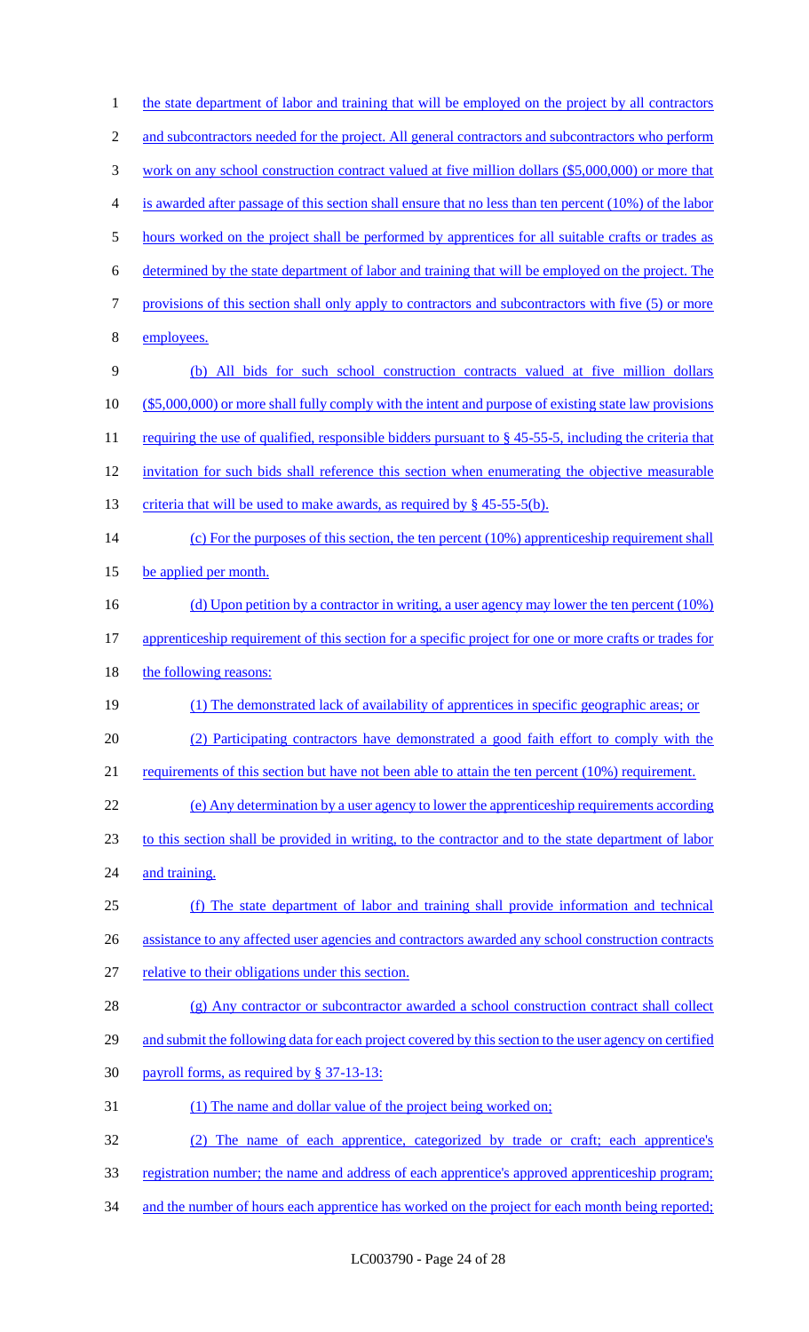the state department of labor and training that will be employed on the project by all contractors and subcontractors needed for the project. All general contractors and subcontractors who perform work on any school construction contract valued at five million dollars ($5,000,000) or more that is awarded after passage of this section shall ensure that no less than ten percent (10%) of the labor hours worked on the project shall be performed by apprentices for all suitable crafts or trades as determined by the state department of labor and training that will be employed on the project. The provisions of this section shall only apply to contractors and subcontractors with five (5) or more employees.

(b) All bids for such school construction contracts valued at five million dollars ($5,000,000) or more shall fully comply with the intent and purpose of existing state law provisions requiring the use of qualified, responsible bidders pursuant to § 45-55-5, including the criteria that invitation for such bids shall reference this section when enumerating the objective measurable criteria that will be used to make awards, as required by § 45-55-5(b).

(c) For the purposes of this section, the ten percent (10%) apprenticeship requirement shall be applied per month.

(d) Upon petition by a contractor in writing, a user agency may lower the ten percent (10%) apprenticeship requirement of this section for a specific project for one or more crafts or trades for the following reasons:

(1) The demonstrated lack of availability of apprentices in specific geographic areas; or

(2) Participating contractors have demonstrated a good faith effort to comply with the requirements of this section but have not been able to attain the ten percent (10%) requirement.

(e) Any determination by a user agency to lower the apprenticeship requirements according to this section shall be provided in writing, to the contractor and to the state department of labor and training.

(f) The state department of labor and training shall provide information and technical assistance to any affected user agencies and contractors awarded any school construction contracts relative to their obligations under this section.

(g) Any contractor or subcontractor awarded a school construction contract shall collect and submit the following data for each project covered by this section to the user agency on certified payroll forms, as required by § 37-13-13:

(1) The name and dollar value of the project being worked on;

(2) The name of each apprentice, categorized by trade or craft; each apprentice's registration number; the name and address of each apprentice's approved apprenticeship program; and the number of hours each apprentice has worked on the project for each month being reported;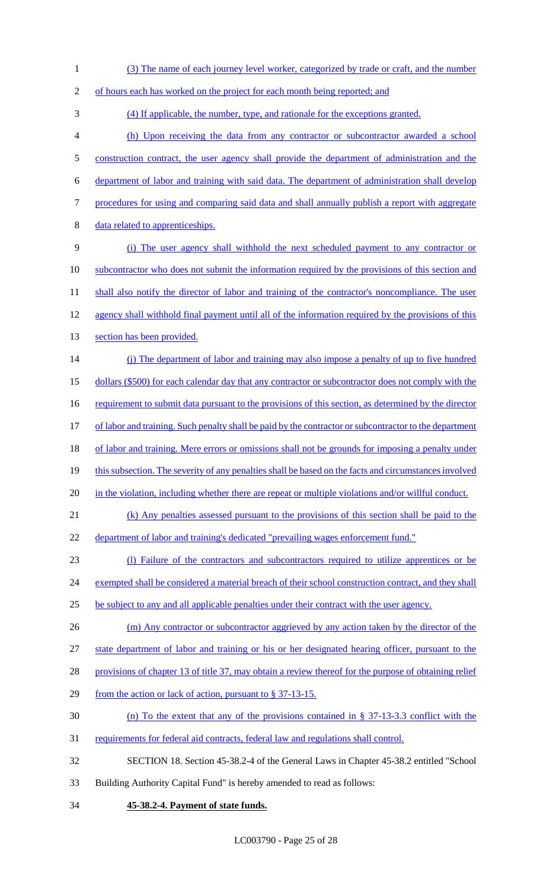(3) The name of each journey level worker, categorized by trade or craft, and the number of hours each has worked on the project for each month being reported; and

(4) If applicable, the number, type, and rationale for the exceptions granted.

(h) Upon receiving the data from any contractor or subcontractor awarded a school construction contract, the user agency shall provide the department of administration and the department of labor and training with said data. The department of administration shall develop procedures for using and comparing said data and shall annually publish a report with aggregate data related to apprenticeships.

(i) The user agency shall withhold the next scheduled payment to any contractor or subcontractor who does not submit the information required by the provisions of this section and shall also notify the director of labor and training of the contractor's noncompliance. The user agency shall withhold final payment until all of the information required by the provisions of this section has been provided.

(j) The department of labor and training may also impose a penalty of up to five hundred dollars ($500) for each calendar day that any contractor or subcontractor does not comply with the requirement to submit data pursuant to the provisions of this section, as determined by the director of labor and training. Such penalty shall be paid by the contractor or subcontractor to the department of labor and training. Mere errors or omissions shall not be grounds for imposing a penalty under this subsection. The severity of any penalties shall be based on the facts and circumstances involved in the violation, including whether there are repeat or multiple violations and/or willful conduct.

(k) Any penalties assessed pursuant to the provisions of this section shall be paid to the department of labor and training's dedicated "prevailing wages enforcement fund."

(l) Failure of the contractors and subcontractors required to utilize apprentices or be exempted shall be considered a material breach of their school construction contract, and they shall be subject to any and all applicable penalties under their contract with the user agency.

(m) Any contractor or subcontractor aggrieved by any action taken by the director of the state department of labor and training or his or her designated hearing officer, pursuant to the provisions of chapter 13 of title 37, may obtain a review thereof for the purpose of obtaining relief from the action or lack of action, pursuant to § 37-13-15.

(n) To the extent that any of the provisions contained in § 37-13-3.3 conflict with the requirements for federal aid contracts, federal law and regulations shall control.

SECTION 18. Section 45-38.2-4 of the General Laws in Chapter 45-38.2 entitled "School Building Authority Capital Fund" is hereby amended to read as follows:

**45-38.2-4. Payment of state funds.**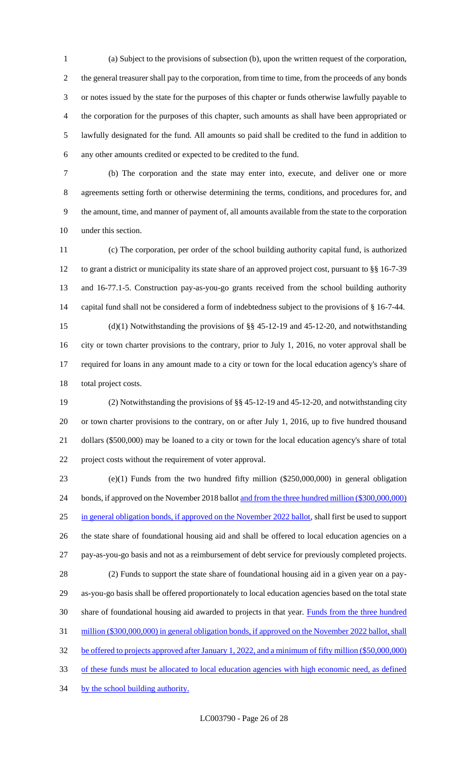(a) Subject to the provisions of subsection (b), upon the written request of the corporation, the general treasurer shall pay to the corporation, from time to time, from the proceeds of any bonds or notes issued by the state for the purposes of this chapter or funds otherwise lawfully payable to the corporation for the purposes of this chapter, such amounts as shall have been appropriated or lawfully designated for the fund. All amounts so paid shall be credited to the fund in addition to any other amounts credited or expected to be credited to the fund.

(b) The corporation and the state may enter into, execute, and deliver one or more agreements setting forth or otherwise determining the terms, conditions, and procedures for, and the amount, time, and manner of payment of, all amounts available from the state to the corporation under this section.

(c) The corporation, per order of the school building authority capital fund, is authorized to grant a district or municipality its state share of an approved project cost, pursuant to §§ 16-7-39 and 16-77.1-5. Construction pay-as-you-go grants received from the school building authority capital fund shall not be considered a form of indebtedness subject to the provisions of § 16-7-44.

(d)(1) Notwithstanding the provisions of §§ 45-12-19 and 45-12-20, and notwithstanding city or town charter provisions to the contrary, prior to July 1, 2016, no voter approval shall be required for loans in any amount made to a city or town for the local education agency's share of total project costs.

(2) Notwithstanding the provisions of §§ 45-12-19 and 45-12-20, and notwithstanding city or town charter provisions to the contrary, on or after July 1, 2016, up to five hundred thousand dollars ($500,000) may be loaned to a city or town for the local education agency's share of total project costs without the requirement of voter approval.

(e)(1) Funds from the two hundred fifty million ($250,000,000) in general obligation bonds, if approved on the November 2018 ballot <u>and from the three hundred million ($300,000,000) in general obligation bonds, if approved on the November 2022 ballot</u>, shall first be used to support the state share of foundational housing aid and shall be offered to local education agencies on a pay-as-you-go basis and not as a reimbursement of debt service for previously completed projects.

(2) Funds to support the state share of foundational housing aid in a given year on a pay-as-you-go basis shall be offered proportionately to local education agencies based on the total state share of foundational housing aid awarded to projects in that year. <u>Funds from the three hundred million ($300,000,000) in general obligation bonds, if approved on the November 2022 ballot, shall be offered to projects approved after January 1, 2022, and a minimum of fifty million ($50,000,000) of these funds must be allocated to local education agencies with high economic need, as defined by the school building authority.</u>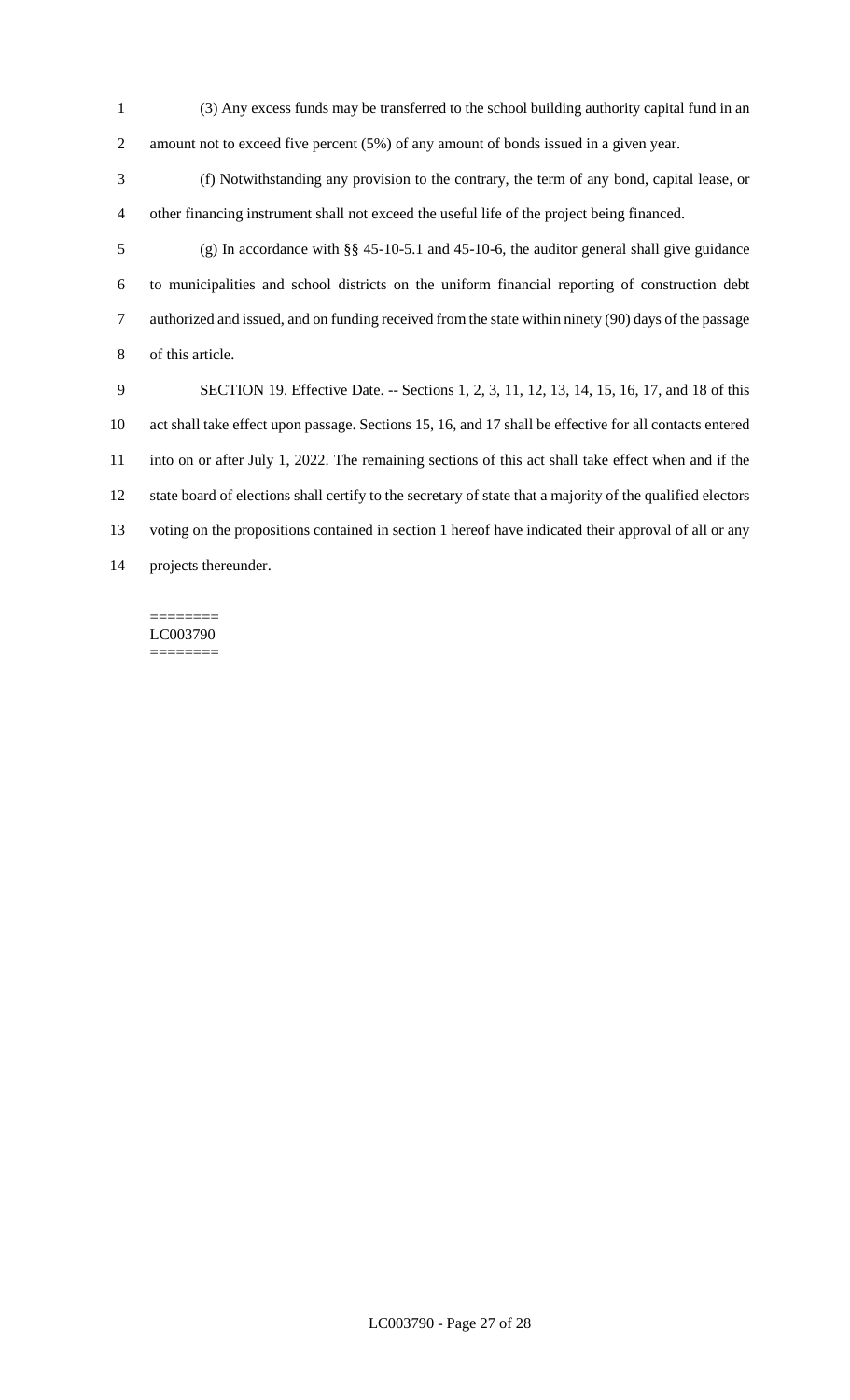(3) Any excess funds may be transferred to the school building authority capital fund in an amount not to exceed five percent (5%) of any amount of bonds issued in a given year.

(f) Notwithstanding any provision to the contrary, the term of any bond, capital lease, or other financing instrument shall not exceed the useful life of the project being financed.

(g) In accordance with §§ 45-10-5.1 and 45-10-6, the auditor general shall give guidance to municipalities and school districts on the uniform financial reporting of construction debt authorized and issued, and on funding received from the state within ninety (90) days of the passage of this article.

SECTION 19. Effective Date. -- Sections 1, 2, 3, 11, 12, 13, 14, 15, 16, 17, and 18 of this act shall take effect upon passage. Sections 15, 16, and 17 shall be effective for all contacts entered into on or after July 1, 2022. The remaining sections of this act shall take effect when and if the state board of elections shall certify to the secretary of state that a majority of the qualified electors voting on the propositions contained in section 1 hereof have indicated their approval of all or any projects thereunder.

========
LC003790
========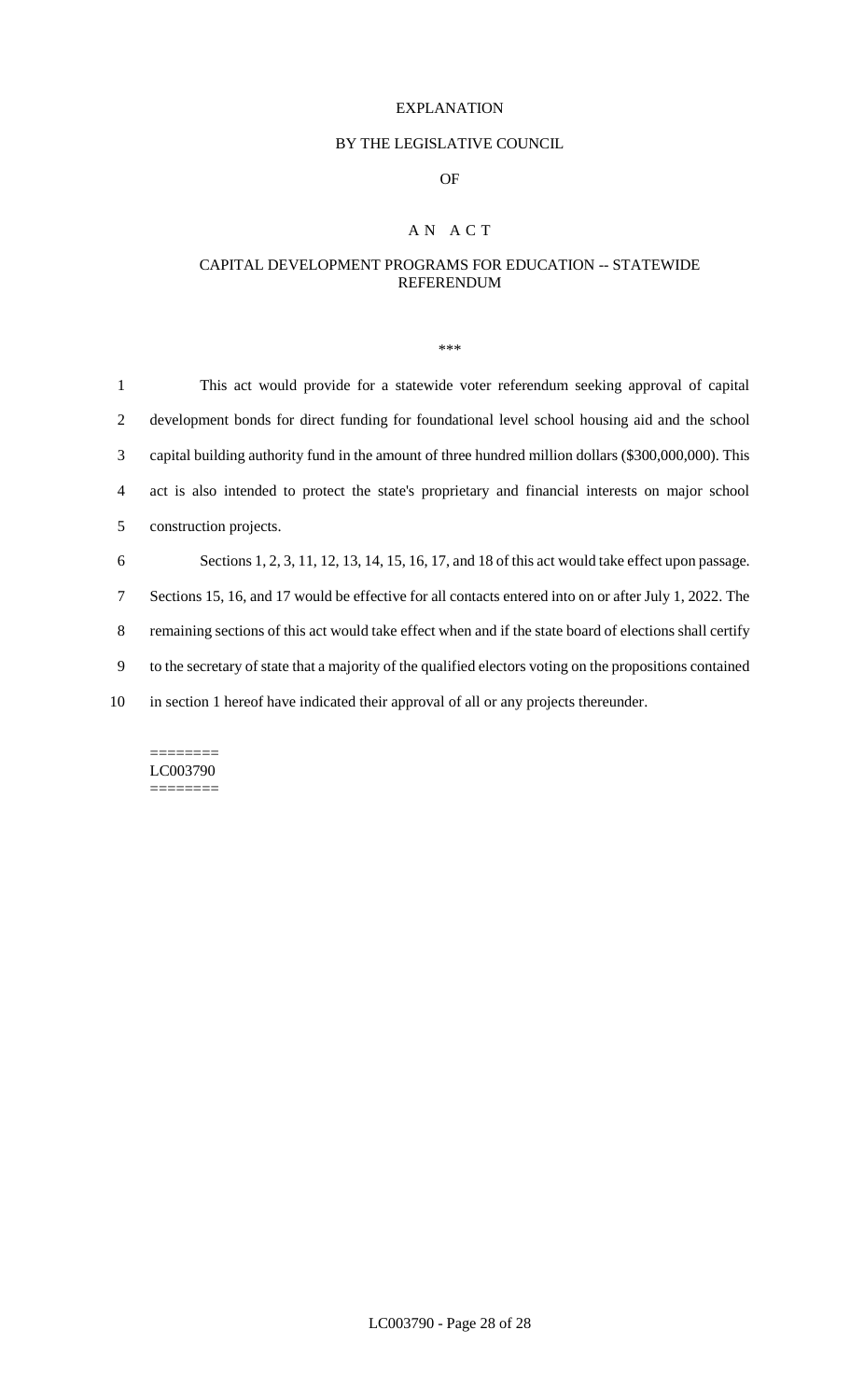EXPLANATION

BY THE LEGISLATIVE COUNCIL

OF

# A N A C T

## CAPITAL DEVELOPMENT PROGRAMS FOR EDUCATION -- STATEWIDE REFERENDUM

***

This act would provide for a statewide voter referendum seeking approval of capital development bonds for direct funding for foundational level school housing aid and the school capital building authority fund in the amount of three hundred million dollars ($300,000,000). This act is also intended to protect the state's proprietary and financial interests on major school construction projects.

Sections 1, 2, 3, 11, 12, 13, 14, 15, 16, 17, and 18 of this act would take effect upon passage. Sections 15, 16, and 17 would be effective for all contacts entered into on or after July 1, 2022. The remaining sections of this act would take effect when and if the state board of elections shall certify to the secretary of state that a majority of the qualified electors voting on the propositions contained in section 1 hereof have indicated their approval of all or any projects thereunder.

========
LC003790
========